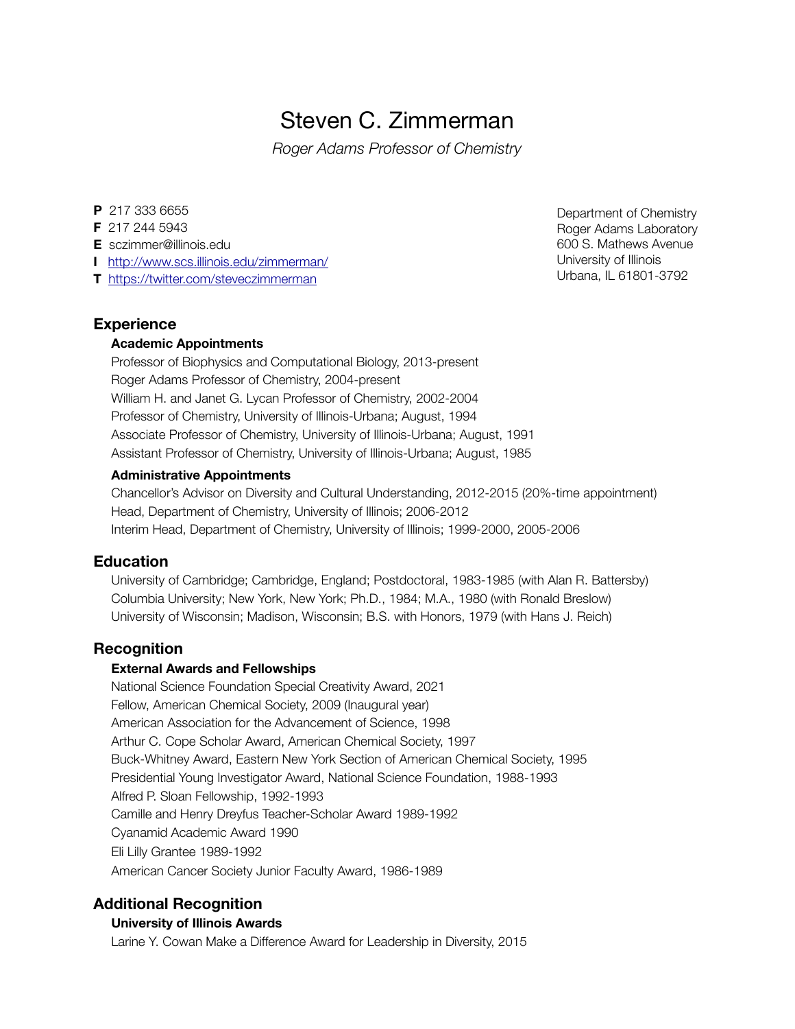# Steven C. Zimmerman

*Roger Adams Professor of Chemistry*

**P** 217 333 6655
**F** 217 244 5943
**E** sczimmer@illinois.edu
**I** http://www.scs.illinois.edu/zimmerman/
**T** https://twitter.com/steveczimmerman

Department of Chemistry
Roger Adams Laboratory
600 S. Mathews Avenue
University of Illinois
Urbana, IL 61801-3792

## Experience

### Academic Appointments

Professor of Biophysics and Computational Biology, 2013-present
Roger Adams Professor of Chemistry, 2004-present
William H. and Janet G. Lycan Professor of Chemistry, 2002-2004
Professor of Chemistry, University of Illinois-Urbana; August, 1994
Associate Professor of Chemistry, University of Illinois-Urbana; August, 1991
Assistant Professor of Chemistry, University of Illinois-Urbana; August, 1985

### Administrative Appointments

Chancellor's Advisor on Diversity and Cultural Understanding, 2012-2015 (20%-time appointment)
Head, Department of Chemistry, University of Illinois; 2006-2012
Interim Head, Department of Chemistry, University of Illinois; 1999-2000, 2005-2006

## Education

University of Cambridge; Cambridge, England; Postdoctoral, 1983-1985 (with Alan R. Battersby)
Columbia University; New York, New York; Ph.D., 1984; M.A., 1980 (with Ronald Breslow)
University of Wisconsin; Madison, Wisconsin; B.S. with Honors, 1979 (with Hans J. Reich)

## Recognition

### External Awards and Fellowships

National Science Foundation Special Creativity Award, 2021
Fellow, American Chemical Society, 2009 (Inaugural year)
American Association for the Advancement of Science, 1998
Arthur C. Cope Scholar Award, American Chemical Society, 1997
Buck-Whitney Award, Eastern New York Section of American Chemical Society, 1995
Presidential Young Investigator Award, National Science Foundation, 1988-1993
Alfred P. Sloan Fellowship, 1992-1993
Camille and Henry Dreyfus Teacher-Scholar Award 1989-1992
Cyanamid Academic Award 1990
Eli Lilly Grantee 1989-1992
American Cancer Society Junior Faculty Award, 1986-1989

## Additional Recognition

### University of Illinois Awards

Larine Y. Cowan Make a Difference Award for Leadership in Diversity, 2015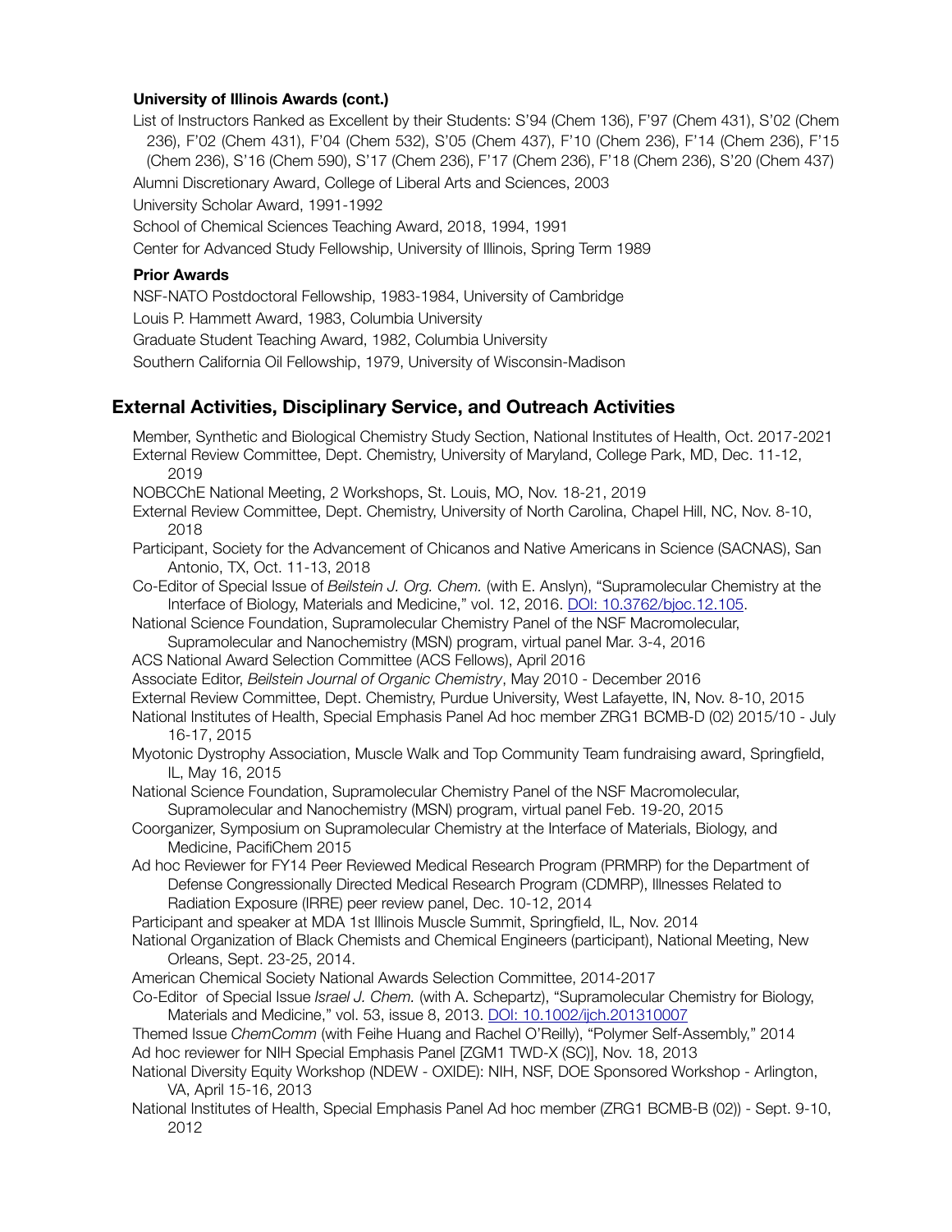### University of Illinois Awards (cont.)

List of Instructors Ranked as Excellent by their Students: S'94 (Chem 136), F'97 (Chem 431), S'02 (Chem 236), F'02 (Chem 431), F'04 (Chem 532), S'05 (Chem 437), F'10 (Chem 236), F'14 (Chem 236), F'15 (Chem 236), S'16 (Chem 590), S'17 (Chem 236), F'17 (Chem 236), F'18 (Chem 236), S'20 (Chem 437)

Alumni Discretionary Award, College of Liberal Arts and Sciences, 2003

University Scholar Award, 1991-1992

School of Chemical Sciences Teaching Award, 2018, 1994, 1991

Center for Advanced Study Fellowship, University of Illinois, Spring Term 1989

### Prior Awards

NSF-NATO Postdoctoral Fellowship, 1983-1984, University of Cambridge

Louis P. Hammett Award, 1983, Columbia University

Graduate Student Teaching Award, 1982, Columbia University

Southern California Oil Fellowship, 1979, University of Wisconsin-Madison

## External Activities, Disciplinary Service, and Outreach Activities

Member, Synthetic and Biological Chemistry Study Section, National Institutes of Health, Oct. 2017-2021

External Review Committee, Dept. Chemistry, University of Maryland, College Park, MD, Dec. 11-12, 2019

NOBCChE National Meeting, 2 Workshops, St. Louis, MO, Nov. 18-21, 2019

External Review Committee, Dept. Chemistry, University of North Carolina, Chapel Hill, NC, Nov. 8-10, 2018

Participant, Society for the Advancement of Chicanos and Native Americans in Science (SACNAS), San Antonio, TX, Oct. 11-13, 2018

Co-Editor of Special Issue of *Beilstein J. Org. Chem.* (with E. Anslyn), "Supramolecular Chemistry at the Interface of Biology, Materials and Medicine," vol. 12, 2016. DOI: 10.3762/bjoc.12.105.

National Science Foundation, Supramolecular Chemistry Panel of the NSF Macromolecular, Supramolecular and Nanochemistry (MSN) program, virtual panel Mar. 3-4, 2016

ACS National Award Selection Committee (ACS Fellows), April 2016

Associate Editor, *Beilstein Journal of Organic Chemistry*, May 2010 - December 2016

External Review Committee, Dept. Chemistry, Purdue University, West Lafayette, IN, Nov. 8-10, 2015

National Institutes of Health, Special Emphasis Panel Ad hoc member ZRG1 BCMB-D (02) 2015/10 - July 16-17, 2015

Myotonic Dystrophy Association, Muscle Walk and Top Community Team fundraising award, Springfield, IL, May 16, 2015

National Science Foundation, Supramolecular Chemistry Panel of the NSF Macromolecular, Supramolecular and Nanochemistry (MSN) program, virtual panel Feb. 19-20, 2015

Coorganizer, Symposium on Supramolecular Chemistry at the Interface of Materials, Biology, and Medicine, PacifiChem 2015

Ad hoc Reviewer for FY14 Peer Reviewed Medical Research Program (PRMRP) for the Department of Defense Congressionally Directed Medical Research Program (CDMRP), Illnesses Related to Radiation Exposure (IRRE) peer review panel, Dec. 10-12, 2014

Participant and speaker at MDA 1st Illinois Muscle Summit, Springfield, IL, Nov. 2014

National Organization of Black Chemists and Chemical Engineers (participant), National Meeting, New Orleans, Sept. 23-25, 2014.

American Chemical Society National Awards Selection Committee, 2014-2017

Co-Editor of Special Issue *Israel J. Chem.* (with A. Schepartz), "Supramolecular Chemistry for Biology, Materials and Medicine," vol. 53, issue 8, 2013. DOI: 10.1002/ijch.201310007

Themed Issue *ChemComm* (with Feihe Huang and Rachel O'Reilly), "Polymer Self-Assembly," 2014

Ad hoc reviewer for NIH Special Emphasis Panel [ZGM1 TWD-X (SC)], Nov. 18, 2013

National Diversity Equity Workshop (NDEW - OXIDE): NIH, NSF, DOE Sponsored Workshop - Arlington, VA, April 15-16, 2013

National Institutes of Health, Special Emphasis Panel Ad hoc member (ZRG1 BCMB-B (02)) - Sept. 9-10, 2012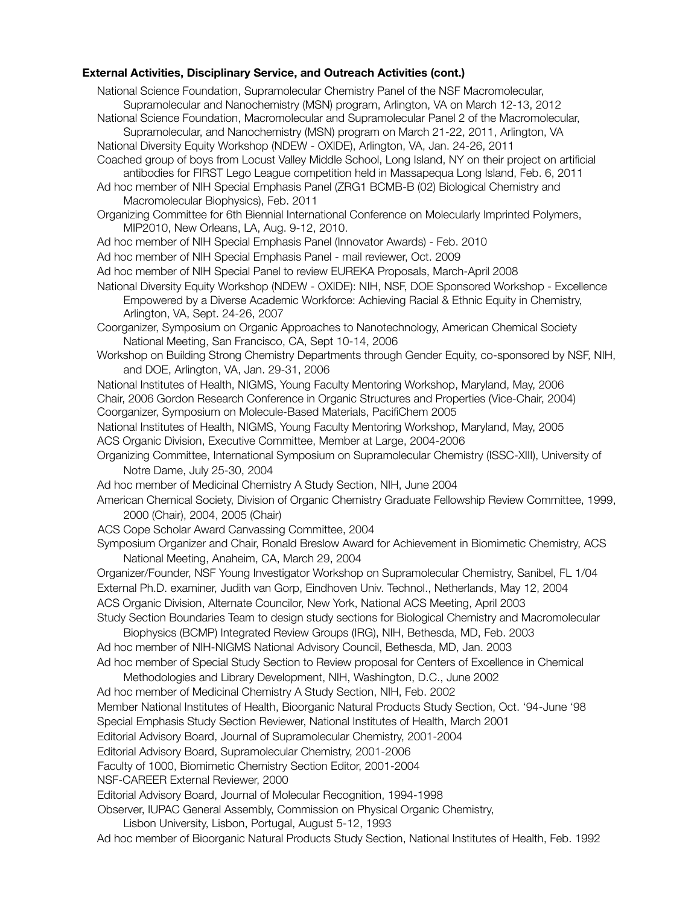**External Activities, Disciplinary Service, and Outreach Activities (cont.)**

National Science Foundation, Supramolecular Chemistry Panel of the NSF Macromolecular, Supramolecular and Nanochemistry (MSN) program, Arlington, VA on March 12-13, 2012

National Science Foundation, Macromolecular and Supramolecular Panel 2 of the Macromolecular, Supramolecular, and Nanochemistry (MSN) program on March 21-22, 2011, Arlington, VA

National Diversity Equity Workshop (NDEW - OXIDE), Arlington, VA, Jan. 24-26, 2011

Coached group of boys from Locust Valley Middle School, Long Island, NY on their project on artificial antibodies for FIRST Lego League competition held in Massapequa Long Island, Feb. 6, 2011

Ad hoc member of NIH Special Emphasis Panel (ZRG1 BCMB-B (02) Biological Chemistry and Macromolecular Biophysics), Feb. 2011

Organizing Committee for 6th Biennial International Conference on Molecularly Imprinted Polymers, MIP2010, New Orleans, LA, Aug. 9-12, 2010.

Ad hoc member of NIH Special Emphasis Panel (Innovator Awards) - Feb. 2010

Ad hoc member of NIH Special Emphasis Panel - mail reviewer, Oct. 2009

Ad hoc member of NIH Special Panel to review EUREKA Proposals, March-April 2008

National Diversity Equity Workshop (NDEW - OXIDE): NIH, NSF, DOE Sponsored Workshop - Excellence Empowered by a Diverse Academic Workforce: Achieving Racial & Ethnic Equity in Chemistry, Arlington, VA, Sept. 24-26, 2007

Coorganizer, Symposium on Organic Approaches to Nanotechnology, American Chemical Society National Meeting, San Francisco, CA, Sept 10-14, 2006

Workshop on Building Strong Chemistry Departments through Gender Equity, co-sponsored by NSF, NIH, and DOE, Arlington, VA, Jan. 29-31, 2006

National Institutes of Health, NIGMS, Young Faculty Mentoring Workshop, Maryland, May, 2006

Chair, 2006 Gordon Research Conference in Organic Structures and Properties (Vice-Chair, 2004)

Coorganizer, Symposium on Molecule-Based Materials, PacifiChem 2005

National Institutes of Health, NIGMS, Young Faculty Mentoring Workshop, Maryland, May, 2005

ACS Organic Division, Executive Committee, Member at Large, 2004-2006

Organizing Committee, International Symposium on Supramolecular Chemistry (ISSC-XIII), University of Notre Dame, July 25-30, 2004

Ad hoc member of Medicinal Chemistry A Study Section, NIH, June 2004

American Chemical Society, Division of Organic Chemistry Graduate Fellowship Review Committee, 1999, 2000 (Chair), 2004, 2005 (Chair)

ACS Cope Scholar Award Canvassing Committee, 2004

Symposium Organizer and Chair, Ronald Breslow Award for Achievement in Biomimetic Chemistry, ACS National Meeting, Anaheim, CA, March 29, 2004

Organizer/Founder, NSF Young Investigator Workshop on Supramolecular Chemistry, Sanibel, FL 1/04

External Ph.D. examiner, Judith van Gorp, Eindhoven Univ. Technol., Netherlands, May 12, 2004

ACS Organic Division, Alternate Councilor, New York, National ACS Meeting, April 2003

Study Section Boundaries Team to design study sections for Biological Chemistry and Macromolecular Biophysics (BCMP) Integrated Review Groups (IRG), NIH, Bethesda, MD, Feb. 2003

Ad hoc member of NIH-NIGMS National Advisory Council, Bethesda, MD, Jan. 2003

Ad hoc member of Special Study Section to Review proposal for Centers of Excellence in Chemical Methodologies and Library Development, NIH, Washington, D.C., June 2002

Ad hoc member of Medicinal Chemistry A Study Section, NIH, Feb. 2002

Member National Institutes of Health, Bioorganic Natural Products Study Section, Oct. '94-June '98

Special Emphasis Study Section Reviewer, National Institutes of Health, March 2001

Editorial Advisory Board, Journal of Supramolecular Chemistry, 2001-2004

Editorial Advisory Board, Supramolecular Chemistry, 2001-2006

Faculty of 1000, Biomimetic Chemistry Section Editor, 2001-2004

NSF-CAREER External Reviewer, 2000

Editorial Advisory Board, Journal of Molecular Recognition, 1994-1998

Observer, IUPAC General Assembly, Commission on Physical Organic Chemistry, Lisbon University, Lisbon, Portugal, August 5-12, 1993

Ad hoc member of Bioorganic Natural Products Study Section, National Institutes of Health, Feb. 1992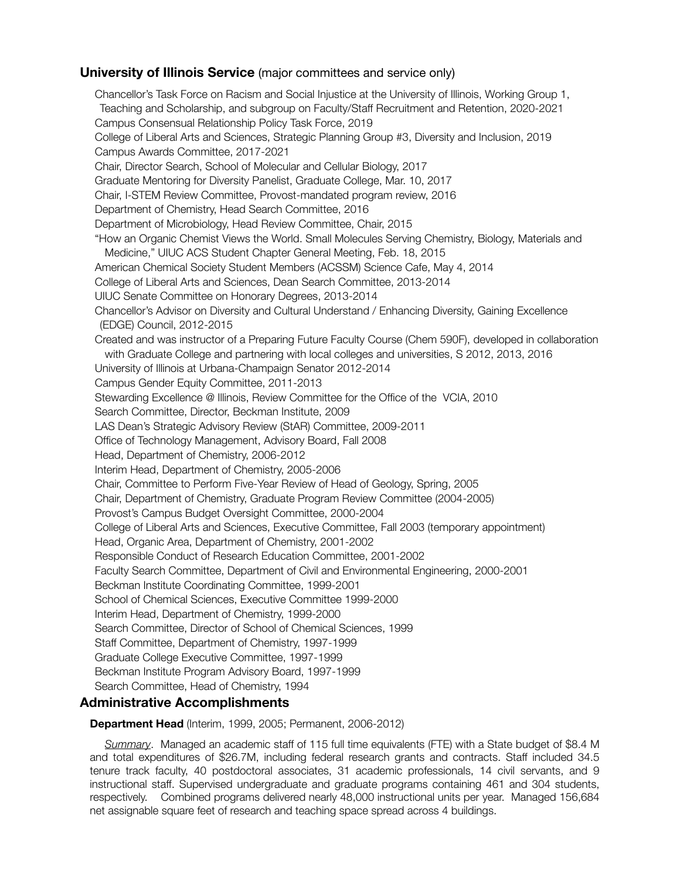## University of Illinois Service (major committees and service only)

Chancellor's Task Force on Racism and Social Injustice at the University of Illinois, Working Group 1, Teaching and Scholarship, and subgroup on Faculty/Staff Recruitment and Retention, 2020-2021

Campus Consensual Relationship Policy Task Force, 2019

College of Liberal Arts and Sciences, Strategic Planning Group #3, Diversity and Inclusion, 2019

Campus Awards Committee, 2017-2021

Chair, Director Search, School of Molecular and Cellular Biology, 2017

Graduate Mentoring for Diversity Panelist, Graduate College, Mar. 10, 2017

Chair, I-STEM Review Committee, Provost-mandated program review, 2016

Department of Chemistry, Head Search Committee, 2016

Department of Microbiology, Head Review Committee, Chair, 2015

"How an Organic Chemist Views the World. Small Molecules Serving Chemistry, Biology, Materials and Medicine," UIUC ACS Student Chapter General Meeting, Feb. 18, 2015

American Chemical Society Student Members (ACSSM) Science Cafe, May 4, 2014

College of Liberal Arts and Sciences, Dean Search Committee, 2013-2014

UIUC Senate Committee on Honorary Degrees, 2013-2014

Chancellor's Advisor on Diversity and Cultural Understand / Enhancing Diversity, Gaining Excellence (EDGE) Council, 2012-2015

Created and was instructor of a Preparing Future Faculty Course (Chem 590F), developed in collaboration with Graduate College and partnering with local colleges and universities, S 2012, 2013, 2016

University of Illinois at Urbana-Champaign Senator 2012-2014

Campus Gender Equity Committee, 2011-2013

Stewarding Excellence @ Illinois, Review Committee for the Office of the VCIA, 2010

Search Committee, Director, Beckman Institute, 2009

LAS Dean's Strategic Advisory Review (StAR) Committee, 2009-2011

Office of Technology Management, Advisory Board, Fall 2008

Head, Department of Chemistry, 2006-2012

Interim Head, Department of Chemistry, 2005-2006

Chair, Committee to Perform Five-Year Review of Head of Geology, Spring, 2005

Chair, Department of Chemistry, Graduate Program Review Committee (2004-2005)

Provost's Campus Budget Oversight Committee, 2000-2004

College of Liberal Arts and Sciences, Executive Committee, Fall 2003 (temporary appointment)

Head, Organic Area, Department of Chemistry, 2001-2002

Responsible Conduct of Research Education Committee, 2001-2002

Faculty Search Committee, Department of Civil and Environmental Engineering, 2000-2001

Beckman Institute Coordinating Committee, 1999-2001

School of Chemical Sciences, Executive Committee 1999-2000

Interim Head, Department of Chemistry, 1999-2000

Search Committee, Director of School of Chemical Sciences, 1999

Staff Committee, Department of Chemistry, 1997-1999

Graduate College Executive Committee, 1997-1999

Beckman Institute Program Advisory Board, 1997-1999

Search Committee, Head of Chemistry, 1994

## Administrative Accomplishments

**Department Head** (Interim, 1999, 2005; Permanent, 2006-2012)

*Summary*. Managed an academic staff of 115 full time equivalents (FTE) with a State budget of \$8.4 M and total expenditures of \$26.7M, including federal research grants and contracts. Staff included 34.5 tenure track faculty, 40 postdoctoral associates, 31 academic professionals, 14 civil servants, and 9 instructional staff. Supervised undergraduate and graduate programs containing 461 and 304 students, respectively. Combined programs delivered nearly 48,000 instructional units per year. Managed 156,684 net assignable square feet of research and teaching space spread across 4 buildings.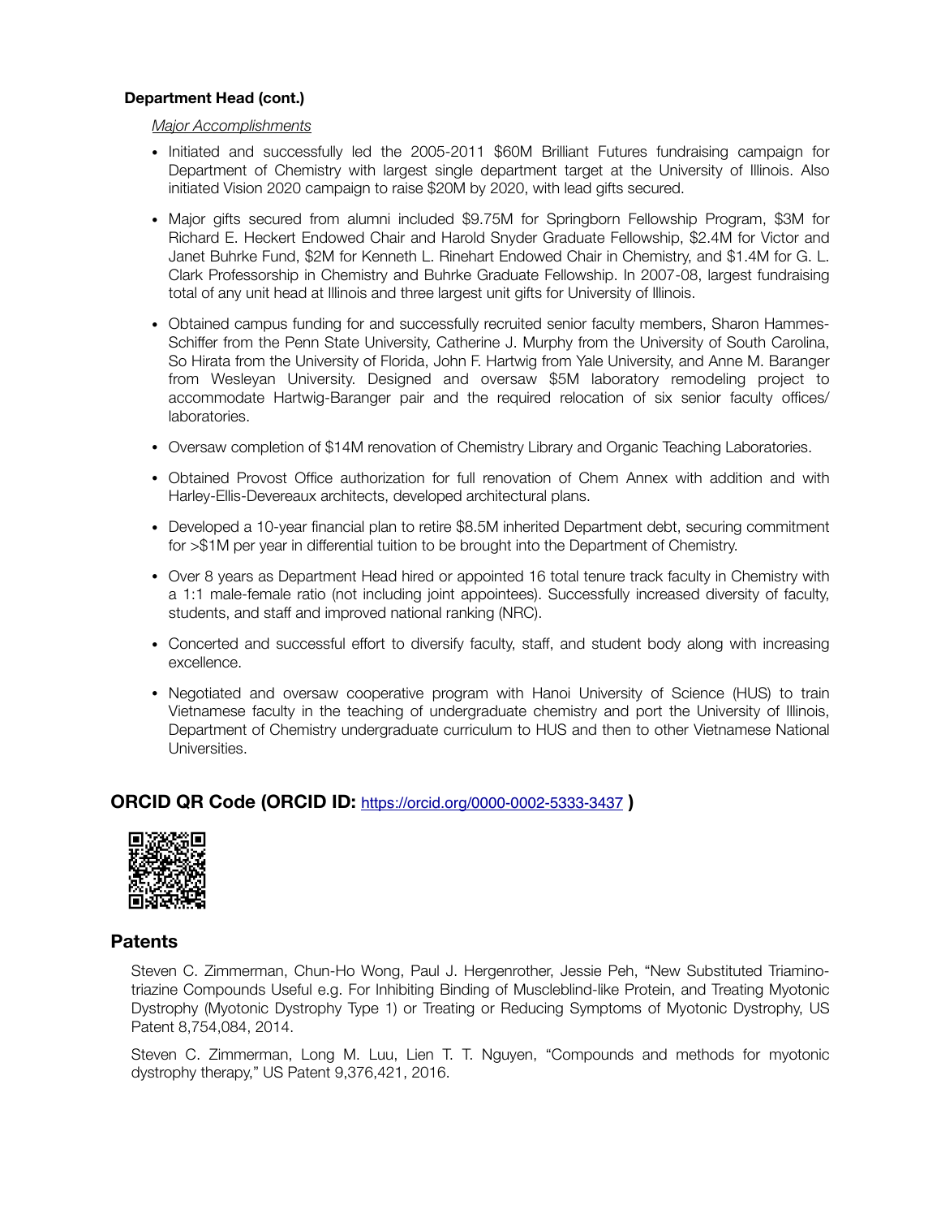**Department Head (cont.)**

*Major Accomplishments*

- Initiated and successfully led the 2005-2011 $60M Brilliant Futures fundraising campaign for Department of Chemistry with largest single department target at the University of Illinois. Also initiated Vision 2020 campaign to raise $20M by 2020, with lead gifts secured.
- Major gifts secured from alumni included $9.75M for Springborn Fellowship Program, $3M for Richard E. Heckert Endowed Chair and Harold Snyder Graduate Fellowship, $2.4M for Victor and Janet Buhrke Fund, $2M for Kenneth L. Rinehart Endowed Chair in Chemistry, and $1.4M for G. L. Clark Professorship in Chemistry and Buhrke Graduate Fellowship. In 2007-08, largest fundraising total of any unit head at Illinois and three largest unit gifts for University of Illinois.
- Obtained campus funding for and successfully recruited senior faculty members, Sharon Hammes-Schiffer from the Penn State University, Catherine J. Murphy from the University of South Carolina, So Hirata from the University of Florida, John F. Hartwig from Yale University, and Anne M. Baranger from Wesleyan University. Designed and oversaw $5M laboratory remodeling project to accommodate Hartwig-Baranger pair and the required relocation of six senior faculty offices/ laboratories.
- Oversaw completion of $14M renovation of Chemistry Library and Organic Teaching Laboratories.
- Obtained Provost Office authorization for full renovation of Chem Annex with addition and with Harley-Ellis-Devereaux architects, developed architectural plans.
- Developed a 10-year financial plan to retire $8.5M inherited Department debt, securing commitment for >$1M per year in differential tuition to be brought into the Department of Chemistry.
- Over 8 years as Department Head hired or appointed 16 total tenure track faculty in Chemistry with a 1:1 male-female ratio (not including joint appointees). Successfully increased diversity of faculty, students, and staff and improved national ranking (NRC).
- Concerted and successful effort to diversify faculty, staff, and student body along with increasing excellence.
- Negotiated and oversaw cooperative program with Hanoi University of Science (HUS) to train Vietnamese faculty in the teaching of undergraduate chemistry and port the University of Illinois, Department of Chemistry undergraduate curriculum to HUS and then to other Vietnamese National Universities.

## ORCID QR Code (ORCID ID: https://orcid.org/0000-0002-5333-3437 )

## Patents

Steven C. Zimmerman, Chun-Ho Wong, Paul J. Hergenrother, Jessie Peh, "New Substituted Triamino-triazine Compounds Useful e.g. For Inhibiting Binding of Muscleblind-like Protein, and Treating Myotonic Dystrophy (Myotonic Dystrophy Type 1) or Treating or Reducing Symptoms of Myotonic Dystrophy, US Patent 8,754,084, 2014.

Steven C. Zimmerman, Long M. Luu, Lien T. T. Nguyen, "Compounds and methods for myotonic dystrophy therapy," US Patent 9,376,421, 2016.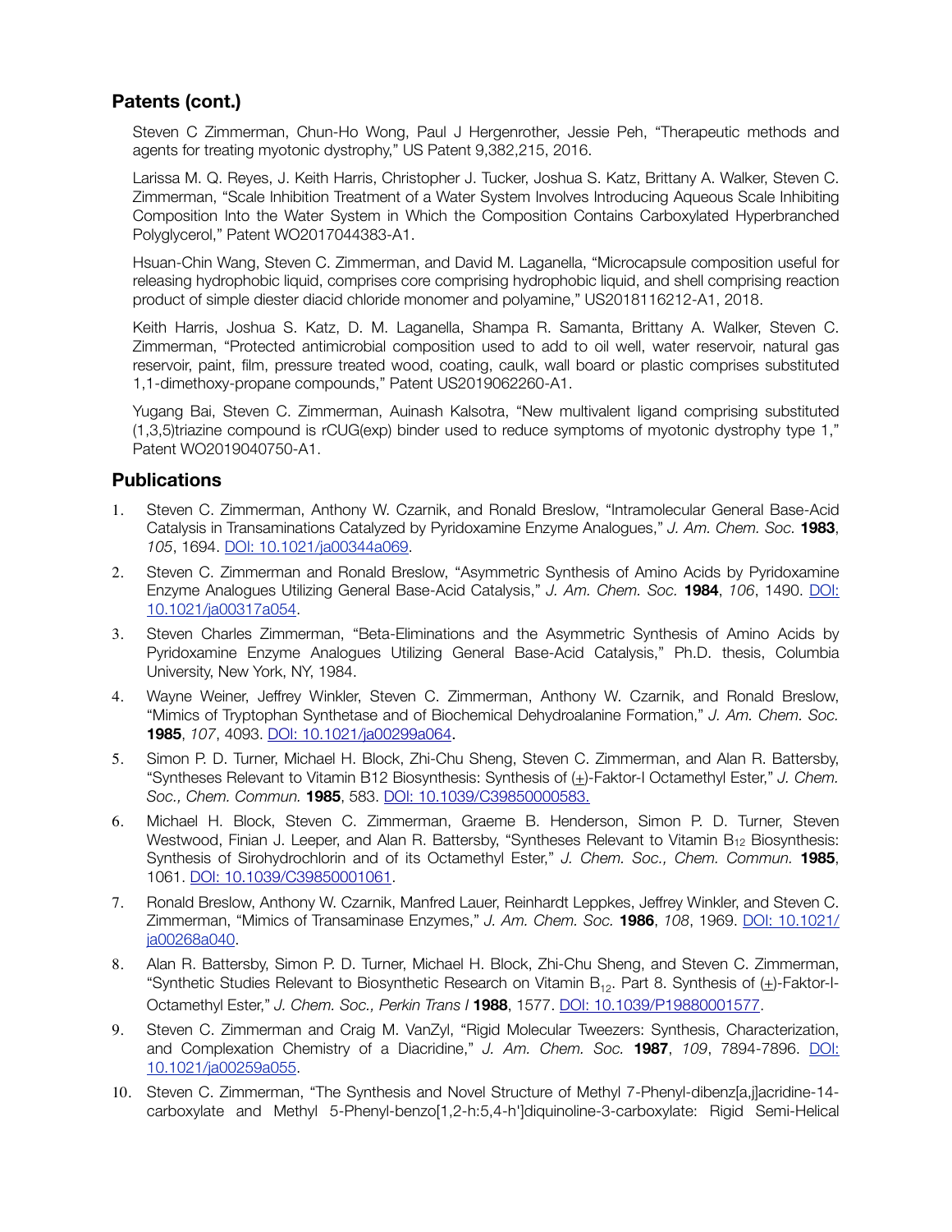## Patents (cont.)

Steven C Zimmerman, Chun-Ho Wong, Paul J Hergenrother, Jessie Peh, "Therapeutic methods and agents for treating myotonic dystrophy," US Patent 9,382,215, 2016.

Larissa M. Q. Reyes, J. Keith Harris, Christopher J. Tucker, Joshua S. Katz, Brittany A. Walker, Steven C. Zimmerman, "Scale Inhibition Treatment of a Water System Involves Introducing Aqueous Scale Inhibiting Composition Into the Water System in Which the Composition Contains Carboxylated Hyperbranched Polyglycerol," Patent WO2017044383-A1.

Hsuan-Chin Wang, Steven C. Zimmerman, and David M. Laganella, "Microcapsule composition useful for releasing hydrophobic liquid, comprises core comprising hydrophobic liquid, and shell comprising reaction product of simple diester diacid chloride monomer and polyamine," US2018116212-A1, 2018.

Keith Harris, Joshua S. Katz, D. M. Laganella, Shampa R. Samanta, Brittany A. Walker, Steven C. Zimmerman, "Protected antimicrobial composition used to add to oil well, water reservoir, natural gas reservoir, paint, film, pressure treated wood, coating, caulk, wall board or plastic comprises substituted 1,1-dimethoxy-propane compounds," Patent US2019062260-A1.

Yugang Bai, Steven C. Zimmerman, Auinash Kalsotra, "New multivalent ligand comprising substituted (1,3,5)triazine compound is rCUG(exp) binder used to reduce symptoms of myotonic dystrophy type 1," Patent WO2019040750-A1.

## Publications

1. Steven C. Zimmerman, Anthony W. Czarnik, and Ronald Breslow, "Intramolecular General Base-Acid Catalysis in Transaminations Catalyzed by Pyridoxamine Enzyme Analogues," *J. Am. Chem. Soc.* **1983**, *105*, 1694. DOI: 10.1021/ja00344a069.
2. Steven C. Zimmerman and Ronald Breslow, "Asymmetric Synthesis of Amino Acids by Pyridoxamine Enzyme Analogues Utilizing General Base-Acid Catalysis," *J. Am. Chem. Soc.* **1984**, *106*, 1490. DOI: 10.1021/ja00317a054.
3. Steven Charles Zimmerman, "Beta-Eliminations and the Asymmetric Synthesis of Amino Acids by Pyridoxamine Enzyme Analogues Utilizing General Base-Acid Catalysis," Ph.D. thesis, Columbia University, New York, NY, 1984.
4. Wayne Weiner, Jeffrey Winkler, Steven C. Zimmerman, Anthony W. Czarnik, and Ronald Breslow, "Mimics of Tryptophan Synthetase and of Biochemical Dehydroalanine Formation," *J. Am. Chem. Soc.* **1985**, *107*, 4093. DOI: 10.1021/ja00299a064.
5. Simon P. D. Turner, Michael H. Block, Zhi-Chu Sheng, Steven C. Zimmerman, and Alan R. Battersby, "Syntheses Relevant to Vitamin B12 Biosynthesis: Synthesis of (±)-Faktor-I Octamethyl Ester," *J. Chem. Soc., Chem. Commun.* **1985**, 583. DOI: 10.1039/C39850000583.
6. Michael H. Block, Steven C. Zimmerman, Graeme B. Henderson, Simon P. D. Turner, Steven Westwood, Finian J. Leeper, and Alan R. Battersby, "Syntheses Relevant to Vitamin $B_{12}$ Biosynthesis: Synthesis of Sirohydrochlorin and of its Octamethyl Ester," *J. Chem. Soc., Chem. Commun.* **1985**, 1061. DOI: 10.1039/C39850001061.
7. Ronald Breslow, Anthony W. Czarnik, Manfred Lauer, Reinhardt Leppkes, Jeffrey Winkler, and Steven C. Zimmerman, "Mimics of Transaminase Enzymes," *J. Am. Chem. Soc.* **1986**, *108*, 1969. DOI: 10.1021/ja00268a040.
8. Alan R. Battersby, Simon P. D. Turner, Michael H. Block, Zhi-Chu Sheng, and Steven C. Zimmerman, "Synthetic Studies Relevant to Biosynthetic Research on Vitamin $B_{12}$. Part 8. Synthesis of (±)-Faktor-I-Octamethyl Ester," *J. Chem. Soc., Perkin Trans I* **1988**, 1577. DOI: 10.1039/P19880001577.
9. Steven C. Zimmerman and Craig M. VanZyl, "Rigid Molecular Tweezers: Synthesis, Characterization, and Complexation Chemistry of a Diacridine," *J. Am. Chem. Soc.* **1987**, *109*, 7894-7896. DOI: 10.1021/ja00259a055.
10. Steven C. Zimmerman, "The Synthesis and Novel Structure of Methyl 7-Phenyl-dibenz[a,j]acridine-14-carboxylate and Methyl 5-Phenyl-benzo[1,2-h:5,4-h']diquinoline-3-carboxylate: Rigid Semi-Helical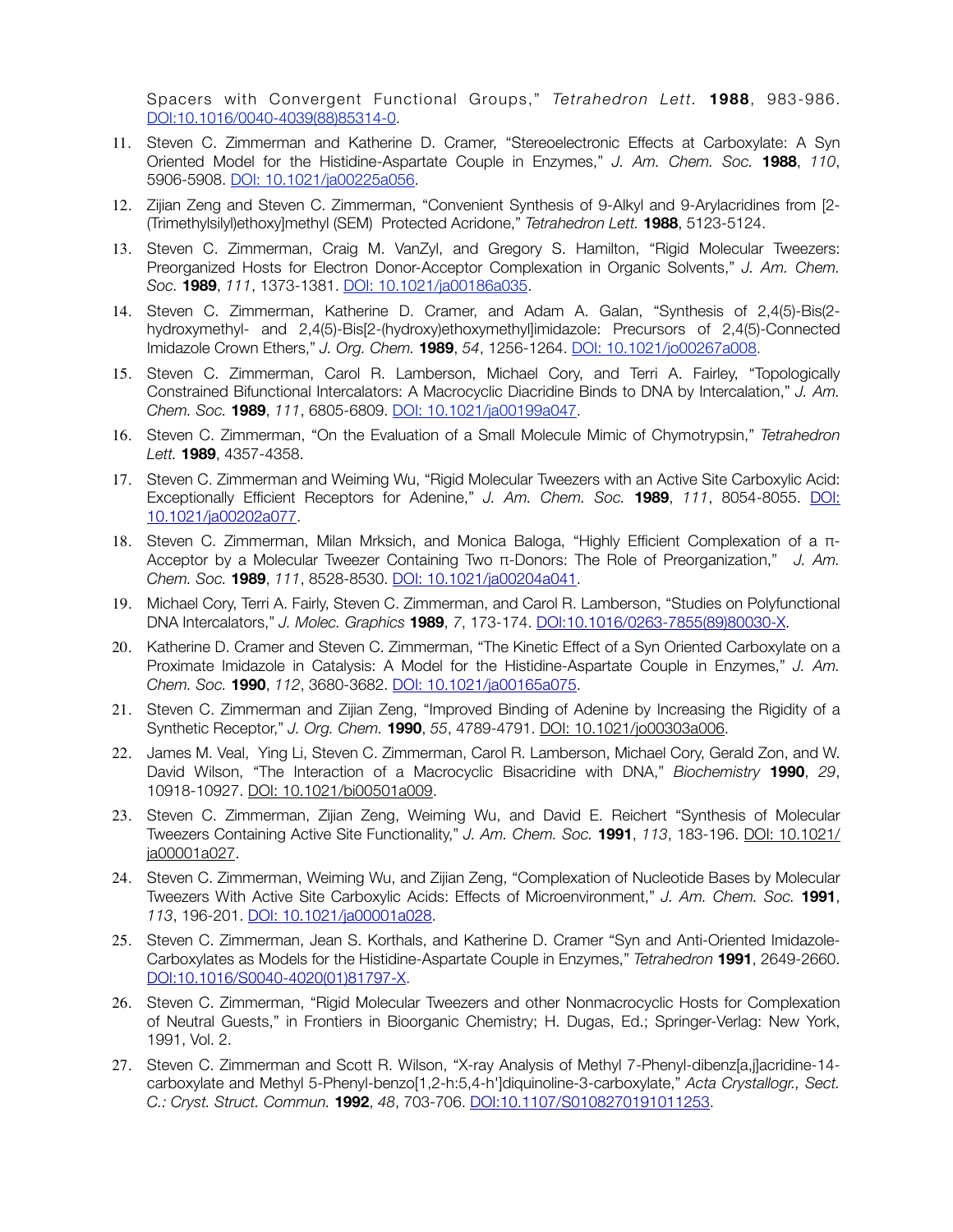Spacers with Convergent Functional Groups," *Tetrahedron Lett.* **1988**, 983-986. DOI:10.1016/0040-4039(88)85314-0.

11. Steven C. Zimmerman and Katherine D. Cramer, "Stereoelectronic Effects at Carboxylate: A Syn Oriented Model for the Histidine-Aspartate Couple in Enzymes," *J. Am. Chem. Soc.* **1988**, *110*, 5906-5908. DOI: 10.1021/ja00225a056.

12. Zijian Zeng and Steven C. Zimmerman, "Convenient Synthesis of 9-Alkyl and 9-Arylacridines from [2-(Trimethylsilyl)ethoxy]methyl (SEM) Protected Acridone," *Tetrahedron Lett.* **1988**, 5123-5124.

13. Steven C. Zimmerman, Craig M. VanZyl, and Gregory S. Hamilton, "Rigid Molecular Tweezers: Preorganized Hosts for Electron Donor-Acceptor Complexation in Organic Solvents," *J. Am. Chem. Soc.* **1989**, *111*, 1373-1381. DOI: 10.1021/ja00186a035.

14. Steven C. Zimmerman, Katherine D. Cramer, and Adam A. Galan, "Synthesis of 2,4(5)-Bis(2-hydroxymethyl- and 2,4(5)-Bis[2-(hydroxy)ethoxymethyl]imidazole: Precursors of 2,4(5)-Connected Imidazole Crown Ethers," *J. Org. Chem.* **1989**, *54*, 1256-1264. DOI: 10.1021/jo00267a008.

15. Steven C. Zimmerman, Carol R. Lamberson, Michael Cory, and Terri A. Fairley, "Topologically Constrained Bifunctional Intercalators: A Macrocyclic Diacridine Binds to DNA by Intercalation," *J. Am. Chem. Soc.* **1989**, *111*, 6805-6809. DOI: 10.1021/ja00199a047.

16. Steven C. Zimmerman, "On the Evaluation of a Small Molecule Mimic of Chymotrypsin," *Tetrahedron Lett.* **1989**, 4357-4358.

17. Steven C. Zimmerman and Weiming Wu, "Rigid Molecular Tweezers with an Active Site Carboxylic Acid: Exceptionally Efficient Receptors for Adenine," *J. Am. Chem. Soc.* **1989**, *111*, 8054-8055. DOI: 10.1021/ja00202a077.

18. Steven C. Zimmerman, Milan Mrksich, and Monica Baloga, "Highly Efficient Complexation of a π-Acceptor by a Molecular Tweezer Containing Two π-Donors: The Role of Preorganization," *J. Am. Chem. Soc.* **1989**, *111*, 8528-8530. DOI: 10.1021/ja00204a041.

19. Michael Cory, Terri A. Fairly, Steven C. Zimmerman, and Carol R. Lamberson, "Studies on Polyfunctional DNA Intercalators," *J. Molec. Graphics* **1989**, *7*, 173-174. DOI:10.1016/0263-7855(89)80030-X.

20. Katherine D. Cramer and Steven C. Zimmerman, "The Kinetic Effect of a Syn Oriented Carboxylate on a Proximate Imidazole in Catalysis: A Model for the Histidine-Aspartate Couple in Enzymes," *J. Am. Chem. Soc.* **1990**, *112*, 3680-3682. DOI: 10.1021/ja00165a075.

21. Steven C. Zimmerman and Zijian Zeng, "Improved Binding of Adenine by Increasing the Rigidity of a Synthetic Receptor," *J. Org. Chem.* **1990**, *55*, 4789-4791. DOI: 10.1021/jo00303a006.

22. James M. Veal, Ying Li, Steven C. Zimmerman, Carol R. Lamberson, Michael Cory, Gerald Zon, and W. David Wilson, "The Interaction of a Macrocyclic Bisacridine with DNA," *Biochemistry* **1990**, *29*, 10918-10927. DOI: 10.1021/bi00501a009.

23. Steven C. Zimmerman, Zijian Zeng, Weiming Wu, and David E. Reichert "Synthesis of Molecular Tweezers Containing Active Site Functionality," *J. Am. Chem. Soc.* **1991**, *113*, 183-196. DOI: 10.1021/ja00001a027.

24. Steven C. Zimmerman, Weiming Wu, and Zijian Zeng, "Complexation of Nucleotide Bases by Molecular Tweezers With Active Site Carboxylic Acids: Effects of Microenvironment," *J. Am. Chem. Soc.* **1991**, *113*, 196-201. DOI: 10.1021/ja00001a028.

25. Steven C. Zimmerman, Jean S. Korthals, and Katherine D. Cramer "Syn and Anti-Oriented Imidazole-Carboxylates as Models for the Histidine-Aspartate Couple in Enzymes," *Tetrahedron* **1991**, 2649-2660. DOI:10.1016/S0040-4020(01)81797-X.

26. Steven C. Zimmerman, "Rigid Molecular Tweezers and other Nonmacrocyclic Hosts for Complexation of Neutral Guests," in Frontiers in Bioorganic Chemistry; H. Dugas, Ed.; Springer-Verlag: New York, 1991, Vol. 2.

27. Steven C. Zimmerman and Scott R. Wilson, "X-ray Analysis of Methyl 7-Phenyl-dibenz[a,j]acridine-14-carboxylate and Methyl 5-Phenyl-benzo[1,2-h:5,4-h']diquinoline-3-carboxylate," *Acta Crystallogr., Sect. C.: Cryst. Struct. Commun.* **1992**, *48*, 703-706. DOI:10.1107/S0108270191011253.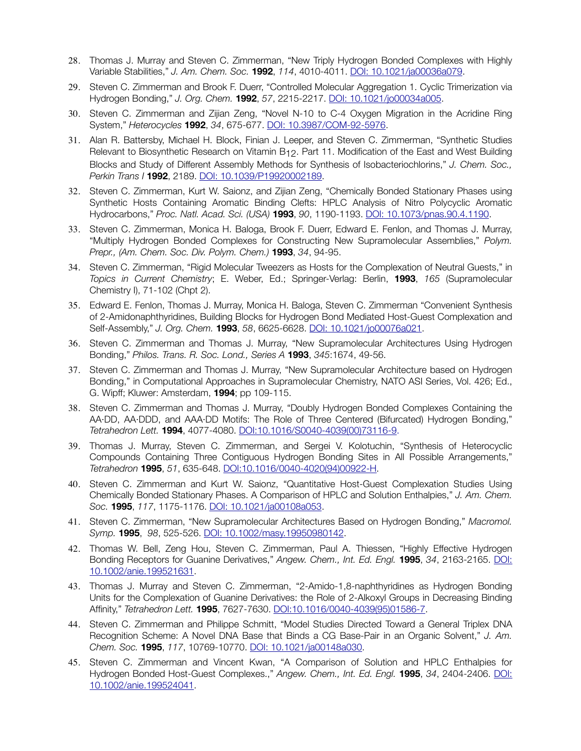28. Thomas J. Murray and Steven C. Zimmerman, "New Triply Hydrogen Bonded Complexes with Highly Variable Stabilities," *J. Am. Chem. Soc.* **1992**, *114*, 4010-4011. DOI: 10.1021/ja00036a079.

29. Steven C. Zimmerman and Brook F. Duerr, "Controlled Molecular Aggregation 1. Cyclic Trimerization via Hydrogen Bonding," *J. Org. Chem.* **1992**, *57*, 2215-2217. DOI: 10.1021/jo00034a005.

30. Steven C. Zimmerman and Zijian Zeng, "Novel N-10 to C-4 Oxygen Migration in the Acridine Ring System," *Heterocycles* **1992**, *34*, 675-677. DOI: 10.3987/COM-92-5976.

31. Alan R. Battersby, Michael H. Block, Finian J. Leeper, and Steven C. Zimmerman, "Synthetic Studies Relevant to Biosynthetic Research on Vitamin $B_{12}$. Part 11. Modification of the East and West Building Blocks and Study of Different Assembly Methods for Synthesis of Isobacteriochlorins," *J. Chem. Soc., Perkin Trans I* **1992**, 2189. DOI: 10.1039/P19920002189.

32. Steven C. Zimmerman, Kurt W. Saionz, and Zijian Zeng, "Chemically Bonded Stationary Phases using Synthetic Hosts Containing Aromatic Binding Clefts: HPLC Analysis of Nitro Polycyclic Aromatic Hydrocarbons," *Proc. Natl. Acad. Sci. (USA)* **1993**, *90*, 1190-1193. DOI: 10.1073/pnas.90.4.1190.

33. Steven C. Zimmerman, Monica H. Baloga, Brook F. Duerr, Edward E. Fenlon, and Thomas J. Murray, "Multiply Hydrogen Bonded Complexes for Constructing New Supramolecular Assemblies," *Polym. Prepr., (Am. Chem. Soc. Div. Polym. Chem.)* **1993**, *34*, 94-95.

34. Steven C. Zimmerman, "Rigid Molecular Tweezers as Hosts for the Complexation of Neutral Guests," in *Topics in Current Chemistry*; E. Weber, Ed.; Springer-Verlag: Berlin, **1993**, *165* (Supramolecular Chemistry I), 71-102 (Chpt 2).

35. Edward E. Fenlon, Thomas J. Murray, Monica H. Baloga, Steven C. Zimmerman "Convenient Synthesis of 2-Amidonaphthyridines, Building Blocks for Hydrogen Bond Mediated Host-Guest Complexation and Self-Assembly," *J. Org. Chem.* **1993**, *58*, 6625-6628. DOI: 10.1021/jo00076a021.

36. Steven C. Zimmerman and Thomas J. Murray, "New Supramolecular Architectures Using Hydrogen Bonding," *Philos. Trans. R. Soc. Lond., Series A* **1993**, *345*:1674, 49-56.

37. Steven C. Zimmerman and Thomas J. Murray, "New Supramolecular Architecture based on Hydrogen Bonding," in Computational Approaches in Supramolecular Chemistry, NATO ASI Series, Vol. 426; Ed., G. Wipff; Kluwer: Amsterdam, **1994**; pp 109-115.

38. Steven C. Zimmerman and Thomas J. Murray, "Doubly Hydrogen Bonded Complexes Containing the AA·DD, AA·DDD, and AAA·DD Motifs: The Role of Three Centered (Bifurcated) Hydrogen Bonding," *Tetrahedron Lett.* **1994**, 4077-4080. DOI:10.1016/S0040-4039(00)73116-9.

39. Thomas J. Murray, Steven C. Zimmerman, and Sergei V. Kolotuchin, "Synthesis of Heterocyclic Compounds Containing Three Contiguous Hydrogen Bonding Sites in All Possible Arrangements," *Tetrahedron* **1995**, *51*, 635-648. DOI:10.1016/0040-4020(94)00922-H.

40. Steven C. Zimmerman and Kurt W. Saionz, "Quantitative Host-Guest Complexation Studies Using Chemically Bonded Stationary Phases. A Comparison of HPLC and Solution Enthalpies," *J. Am. Chem. Soc.* **1995**, *117*, 1175-1176. DOI: 10.1021/ja00108a053.

41. Steven C. Zimmerman, "New Supramolecular Architectures Based on Hydrogen Bonding," *Macromol. Symp.* **1995**, *98*, 525-526. DOI: 10.1002/masy.19950980142.

42. Thomas W. Bell, Zeng Hou, Steven C. Zimmerman, Paul A. Thiessen, "Highly Effective Hydrogen Bonding Receptors for Guanine Derivatives," *Angew. Chem., Int. Ed. Engl.* **1995**, *34*, 2163-2165. DOI: 10.1002/anie.199521631.

43. Thomas J. Murray and Steven C. Zimmerman, "2-Amido-1,8-naphthyridines as Hydrogen Bonding Units for the Complexation of Guanine Derivatives: the Role of 2-Alkoxyl Groups in Decreasing Binding Affinity," *Tetrahedron Lett.* **1995**, 7627-7630. DOI:10.1016/0040-4039(95)01586-7.

44. Steven C. Zimmerman and Philippe Schmitt, "Model Studies Directed Toward a General Triplex DNA Recognition Scheme: A Novel DNA Base that Binds a CG Base-Pair in an Organic Solvent," *J. Am. Chem. Soc.* **1995**, *117*, 10769-10770. DOI: 10.1021/ja00148a030.

45. Steven C. Zimmerman and Vincent Kwan, "A Comparison of Solution and HPLC Enthalpies for Hydrogen Bonded Host-Guest Complexes.," *Angew. Chem., Int. Ed. Engl.* **1995**, *34*, 2404-2406. DOI: 10.1002/anie.199524041.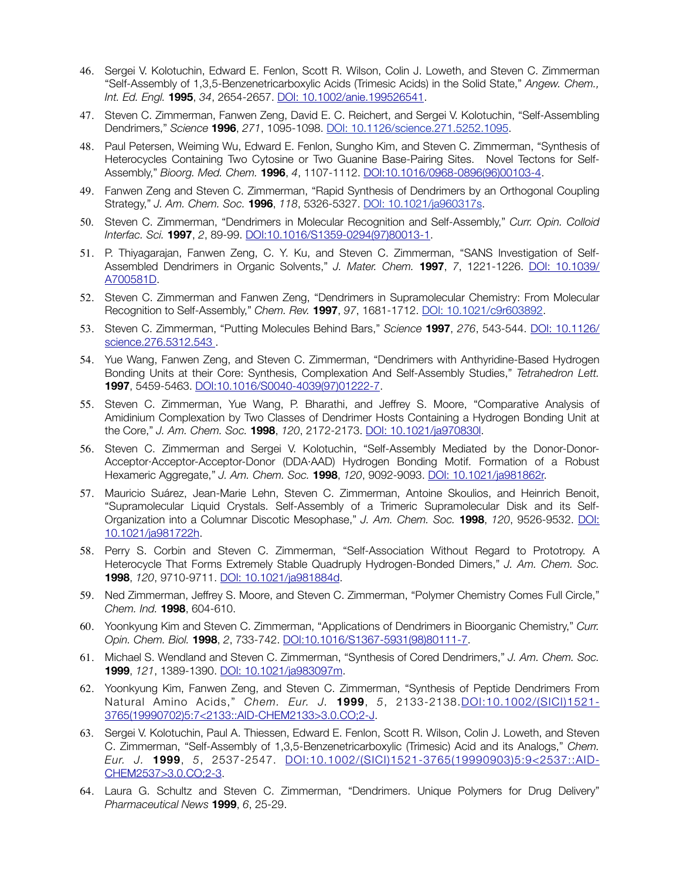46. Sergei V. Kolotuchin, Edward E. Fenlon, Scott R. Wilson, Colin J. Loweth, and Steven C. Zimmerman "Self-Assembly of 1,3,5-Benzenetricarboxylic Acids (Trimesic Acids) in the Solid State," *Angew. Chem., Int. Ed. Engl.* **1995**, *34*, 2654-2657. DOI: 10.1002/anie.199526541.

47. Steven C. Zimmerman, Fanwen Zeng, David E. C. Reichert, and Sergei V. Kolotuchin, "Self-Assembling Dendrimers," *Science* **1996**, *271*, 1095-1098. DOI: 10.1126/science.271.5252.1095.

48. Paul Petersen, Weiming Wu, Edward E. Fenlon, Sungho Kim, and Steven C. Zimmerman, "Synthesis of Heterocycles Containing Two Cytosine or Two Guanine Base-Pairing Sites. Novel Tectons for Self-Assembly," *Bioorg. Med. Chem.* **1996**, *4*, 1107-1112. DOI:10.1016/0968-0896(96)00103-4.

49. Fanwen Zeng and Steven C. Zimmerman, "Rapid Synthesis of Dendrimers by an Orthogonal Coupling Strategy," *J. Am. Chem. Soc.* **1996**, *118*, 5326-5327. DOI: 10.1021/ja960317s.

50. Steven C. Zimmerman, "Dendrimers in Molecular Recognition and Self-Assembly," *Curr. Opin. Colloid Interfac. Sci.* **1997**, *2*, 89-99. DOI:10.1016/S1359-0294(97)80013-1.

51. P. Thiyagarajan, Fanwen Zeng, C. Y. Ku, and Steven C. Zimmerman, "SANS Investigation of Self-Assembled Dendrimers in Organic Solvents," *J. Mater. Chem.* **1997**, *7*, 1221-1226. DOI: 10.1039/A700581D.

52. Steven C. Zimmerman and Fanwen Zeng, "Dendrimers in Supramolecular Chemistry: From Molecular Recognition to Self-Assembly," *Chem. Rev.* **1997**, *97*, 1681-1712. DOI: 10.1021/c9r603892.

53. Steven C. Zimmerman, "Putting Molecules Behind Bars," *Science* **1997**, *276*, 543-544. DOI: 10.1126/science.276.5312.543 .

54. Yue Wang, Fanwen Zeng, and Steven C. Zimmerman, "Dendrimers with Anthyridine-Based Hydrogen Bonding Units at their Core: Synthesis, Complexation And Self-Assembly Studies," *Tetrahedron Lett.* **1997**, 5459-5463. DOI:10.1016/S0040-4039(97)01222-7.

55. Steven C. Zimmerman, Yue Wang, P. Bharathi, and Jeffrey S. Moore, "Comparative Analysis of Amidinium Complexation by Two Classes of Dendrimer Hosts Containing a Hydrogen Bonding Unit at the Core," *J. Am. Chem. Soc.* **1998**, *120*, 2172-2173. DOI: 10.1021/ja970830l.

56. Steven C. Zimmerman and Sergei V. Kolotuchin, "Self-Assembly Mediated by the Donor-Donor-Acceptor·Acceptor-Acceptor-Donor (DDA·AAD) Hydrogen Bonding Motif. Formation of a Robust Hexameric Aggregate," *J. Am. Chem. Soc.* **1998**, *120*, 9092-9093. DOI: 10.1021/ja981862r.

57. Mauricio Suárez, Jean-Marie Lehn, Steven C. Zimmerman, Antoine Skoulios, and Heinrich Benoit, "Supramolecular Liquid Crystals. Self-Assembly of a Trimeric Supramolecular Disk and its Self-Organization into a Columnar Discotic Mesophase," *J. Am. Chem. Soc.* **1998**, *120*, 9526-9532. DOI: 10.1021/ja981722h.

58. Perry S. Corbin and Steven C. Zimmerman, "Self-Association Without Regard to Prototropy. A Heterocycle That Forms Extremely Stable Quadruply Hydrogen-Bonded Dimers," *J. Am. Chem. Soc.* **1998**, *120*, 9710-9711. DOI: 10.1021/ja981884d.

59. Ned Zimmerman, Jeffrey S. Moore, and Steven C. Zimmerman, "Polymer Chemistry Comes Full Circle," *Chem. Ind.* **1998**, 604-610.

60. Yoonkyung Kim and Steven C. Zimmerman, "Applications of Dendrimers in Bioorganic Chemistry," *Curr. Opin. Chem. Biol.* **1998**, *2*, 733-742. DOI:10.1016/S1367-5931(98)80111-7.

61. Michael S. Wendland and Steven C. Zimmerman, "Synthesis of Cored Dendrimers," *J. Am. Chem. Soc.* **1999**, *121*, 1389-1390. DOI: 10.1021/ja983097m.

62. Yoonkyung Kim, Fanwen Zeng, and Steven C. Zimmerman, "Synthesis of Peptide Dendrimers From Natural Amino Acids," *Chem. Eur. J.* **1999**, *5*, 2133-2138.DOI:10.1002/(SICI)1521-3765(19990702)5:7<2133::AID-CHEM2133>3.0.CO;2-J.

63. Sergei V. Kolotuchin, Paul A. Thiessen, Edward E. Fenlon, Scott R. Wilson, Colin J. Loweth, and Steven C. Zimmerman, "Self-Assembly of 1,3,5-Benzenetricarboxylic (Trimesic) Acid and its Analogs," *Chem. Eur. J.* **1999**, *5*, 2537-2547. DOI:10.1002/(SICI)1521-3765(19990903)5:9<2537::AID-CHEM2537>3.0.CO;2-3.

64. Laura G. Schultz and Steven C. Zimmerman, "Dendrimers. Unique Polymers for Drug Delivery" *Pharmaceutical News* **1999**, *6*, 25-29.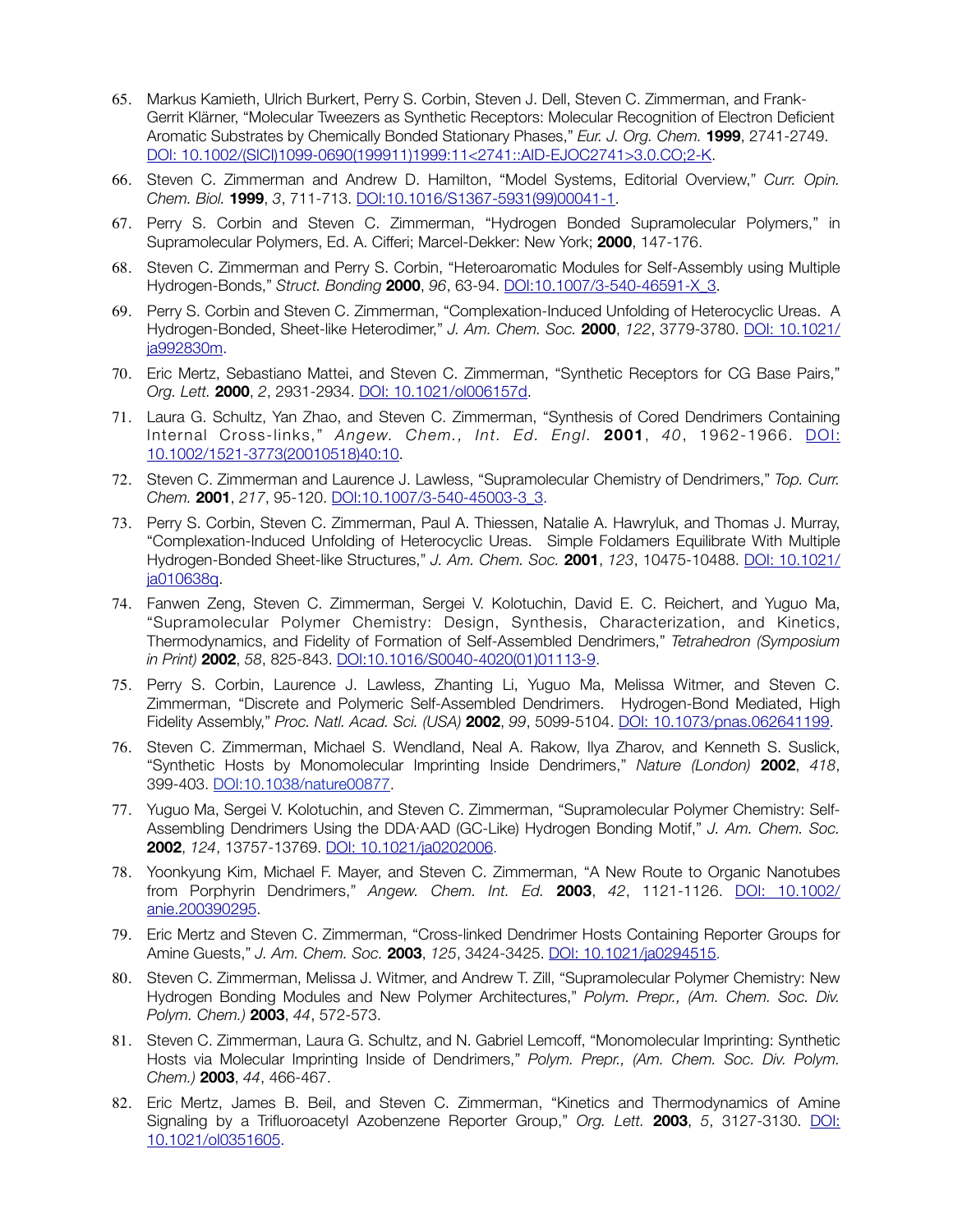65. Markus Kamieth, Ulrich Burkert, Perry S. Corbin, Steven J. Dell, Steven C. Zimmerman, and Frank-Gerrit Klärner, "Molecular Tweezers as Synthetic Receptors: Molecular Recognition of Electron Deficient Aromatic Substrates by Chemically Bonded Stationary Phases," *Eur. J. Org. Chem.* **1999**, 2741-2749. DOI: 10.1002/(SICI)1099-0690(199911)1999:11<2741::AID-EJOC2741>3.0.CO;2-K.

66. Steven C. Zimmerman and Andrew D. Hamilton, "Model Systems, Editorial Overview," *Curr. Opin. Chem. Biol.* **1999**, *3*, 711-713. DOI:10.1016/S1367-5931(99)00041-1.

67. Perry S. Corbin and Steven C. Zimmerman, "Hydrogen Bonded Supramolecular Polymers," in Supramolecular Polymers, Ed. A. Cifferi; Marcel-Dekker: New York; **2000**, 147-176.

68. Steven C. Zimmerman and Perry S. Corbin, "Heteroaromatic Modules for Self-Assembly using Multiple Hydrogen-Bonds," *Struct. Bonding* **2000**, *96*, 63-94. DOI:10.1007/3-540-46591-X_3.

69. Perry S. Corbin and Steven C. Zimmerman, "Complexation-Induced Unfolding of Heterocyclic Ureas. A Hydrogen-Bonded, Sheet-like Heterodimer," *J. Am. Chem. Soc.* **2000**, *122*, 3779-3780. DOI: 10.1021/ja992830m.

70. Eric Mertz, Sebastiano Mattei, and Steven C. Zimmerman, "Synthetic Receptors for CG Base Pairs," *Org. Lett.* **2000**, *2*, 2931-2934. DOI: 10.1021/ol006157d.

71. Laura G. Schultz, Yan Zhao, and Steven C. Zimmerman, "Synthesis of Cored Dendrimers Containing Internal Cross-links," *Angew. Chem., Int. Ed. Engl.* **2001**, *40*, 1962-1966. DOI: 10.1002/1521-3773(20010518)40:10.

72. Steven C. Zimmerman and Laurence J. Lawless, "Supramolecular Chemistry of Dendrimers," *Top. Curr. Chem.* **2001**, *217*, 95-120. DOI:10.1007/3-540-45003-3_3.

73. Perry S. Corbin, Steven C. Zimmerman, Paul A. Thiessen, Natalie A. Hawryluk, and Thomas J. Murray, "Complexation-Induced Unfolding of Heterocyclic Ureas. Simple Foldamers Equilibrate With Multiple Hydrogen-Bonded Sheet-like Structures," *J. Am. Chem. Soc.* **2001**, *123*, 10475-10488. DOI: 10.1021/ja010638q.

74. Fanwen Zeng, Steven C. Zimmerman, Sergei V. Kolotuchin, David E. C. Reichert, and Yuguo Ma, "Supramolecular Polymer Chemistry: Design, Synthesis, Characterization, and Kinetics, Thermodynamics, and Fidelity of Formation of Self-Assembled Dendrimers," *Tetrahedron (Symposium in Print)* **2002**, *58*, 825-843. DOI:10.1016/S0040-4020(01)01113-9.

75. Perry S. Corbin, Laurence J. Lawless, Zhanting Li, Yuguo Ma, Melissa Witmer, and Steven C. Zimmerman, "Discrete and Polymeric Self-Assembled Dendrimers. Hydrogen-Bond Mediated, High Fidelity Assembly," *Proc. Natl. Acad. Sci. (USA)* **2002**, *99*, 5099-5104. DOI: 10.1073/pnas.062641199.

76. Steven C. Zimmerman, Michael S. Wendland, Neal A. Rakow, Ilya Zharov, and Kenneth S. Suslick, "Synthetic Hosts by Monomolecular Imprinting Inside Dendrimers," *Nature (London)* **2002**, *418*, 399-403. DOI:10.1038/nature00877.

77. Yuguo Ma, Sergei V. Kolotuchin, and Steven C. Zimmerman, "Supramolecular Polymer Chemistry: Self-Assembling Dendrimers Using the DDA·AAD (GC-Like) Hydrogen Bonding Motif," *J. Am. Chem. Soc.* **2002**, *124*, 13757-13769. DOI: 10.1021/ja0202006.

78. Yoonkyung Kim, Michael F. Mayer, and Steven C. Zimmerman, "A New Route to Organic Nanotubes from Porphyrin Dendrimers," *Angew. Chem. Int. Ed.* **2003**, *42*, 1121-1126. DOI: 10.1002/anie.200390295.

79. Eric Mertz and Steven C. Zimmerman, "Cross-linked Dendrimer Hosts Containing Reporter Groups for Amine Guests," *J. Am. Chem. Soc.* **2003**, *125*, 3424-3425. DOI: 10.1021/ja0294515.

80. Steven C. Zimmerman, Melissa J. Witmer, and Andrew T. Zill, "Supramolecular Polymer Chemistry: New Hydrogen Bonding Modules and New Polymer Architectures," *Polym. Prepr., (Am. Chem. Soc. Div. Polym. Chem.)* **2003**, *44*, 572-573.

81. Steven C. Zimmerman, Laura G. Schultz, and N. Gabriel Lemcoff, "Monomolecular Imprinting: Synthetic Hosts via Molecular Imprinting Inside of Dendrimers," *Polym. Prepr., (Am. Chem. Soc. Div. Polym. Chem.)* **2003**, *44*, 466-467.

82. Eric Mertz, James B. Beil, and Steven C. Zimmerman, "Kinetics and Thermodynamics of Amine Signaling by a Trifluoroacetyl Azobenzene Reporter Group," *Org. Lett.* **2003**, *5*, 3127-3130. DOI: 10.1021/ol0351605.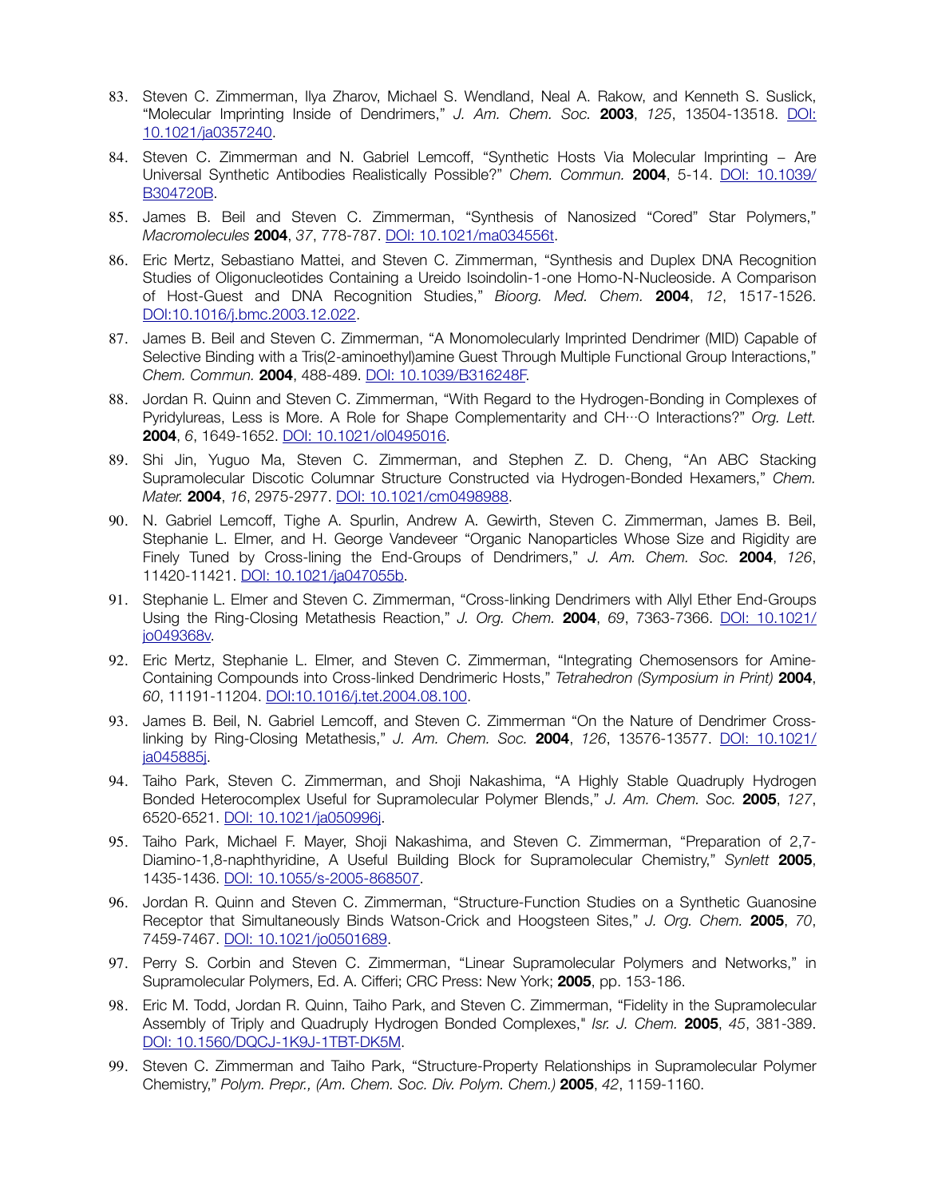83. Steven C. Zimmerman, Ilya Zharov, Michael S. Wendland, Neal A. Rakow, and Kenneth S. Suslick, "Molecular Imprinting Inside of Dendrimers," *J. Am. Chem. Soc.* **2003**, *125*, 13504-13518. DOI: 10.1021/ja0357240.

84. Steven C. Zimmerman and N. Gabriel Lemcoff, "Synthetic Hosts Via Molecular Imprinting – Are Universal Synthetic Antibodies Realistically Possible?" *Chem. Commun.* **2004**, 5-14. DOI: 10.1039/B304720B.

85. James B. Beil and Steven C. Zimmerman, "Synthesis of Nanosized "Cored" Star Polymers," *Macromolecules* **2004**, *37*, 778-787. DOI: 10.1021/ma034556t.

86. Eric Mertz, Sebastiano Mattei, and Steven C. Zimmerman, "Synthesis and Duplex DNA Recognition Studies of Oligonucleotides Containing a Ureido Isoindolin-1-one Homo-N-Nucleoside. A Comparison of Host-Guest and DNA Recognition Studies," *Bioorg. Med. Chem.* **2004**, *12*, 1517-1526. DOI:10.1016/j.bmc.2003.12.022.

87. James B. Beil and Steven C. Zimmerman, "A Monomolecularly Imprinted Dendrimer (MID) Capable of Selective Binding with a Tris(2-aminoethyl)amine Guest Through Multiple Functional Group Interactions," *Chem. Commun.* **2004**, 488-489. DOI: 10.1039/B316248F.

88. Jordan R. Quinn and Steven C. Zimmerman, "With Regard to the Hydrogen-Bonding in Complexes of Pyridylureas, Less is More. A Role for Shape Complementarity and CH···O Interactions?" *Org. Lett.* **2004**, *6*, 1649-1652. DOI: 10.1021/ol0495016.

89. Shi Jin, Yuguo Ma, Steven C. Zimmerman, and Stephen Z. D. Cheng, "An ABC Stacking Supramolecular Discotic Columnar Structure Constructed via Hydrogen-Bonded Hexamers," *Chem. Mater.* **2004**, *16*, 2975-2977. DOI: 10.1021/cm0498988.

90. N. Gabriel Lemcoff, Tighe A. Spurlin, Andrew A. Gewirth, Steven C. Zimmerman, James B. Beil, Stephanie L. Elmer, and H. George Vandeveer "Organic Nanoparticles Whose Size and Rigidity are Finely Tuned by Cross-lining the End-Groups of Dendrimers," *J. Am. Chem. Soc.* **2004**, *126*, 11420-11421. DOI: 10.1021/ja047055b.

91. Stephanie L. Elmer and Steven C. Zimmerman, "Cross-linking Dendrimers with Allyl Ether End-Groups Using the Ring-Closing Metathesis Reaction," *J. Org. Chem.* **2004**, *69*, 7363-7366. DOI: 10.1021/jo049368v.

92. Eric Mertz, Stephanie L. Elmer, and Steven C. Zimmerman, "Integrating Chemosensors for Amine-Containing Compounds into Cross-linked Dendrimeric Hosts," *Tetrahedron (Symposium in Print)* **2004**, *60*, 11191-11204. DOI:10.1016/j.tet.2004.08.100.

93. James B. Beil, N. Gabriel Lemcoff, and Steven C. Zimmerman "On the Nature of Dendrimer Cross-linking by Ring-Closing Metathesis," *J. Am. Chem. Soc.* **2004**, *126*, 13576-13577. DOI: 10.1021/ja045885j.

94. Taiho Park, Steven C. Zimmerman, and Shoji Nakashima, "A Highly Stable Quadruply Hydrogen Bonded Heterocomplex Useful for Supramolecular Polymer Blends," *J. Am. Chem. Soc.* **2005**, *127*, 6520-6521. DOI: 10.1021/ja050996j.

95. Taiho Park, Michael F. Mayer, Shoji Nakashima, and Steven C. Zimmerman, "Preparation of 2,7-Diamino-1,8-naphthyridine, A Useful Building Block for Supramolecular Chemistry," *Synlett* **2005**, 1435-1436. DOI: 10.1055/s-2005-868507.

96. Jordan R. Quinn and Steven C. Zimmerman, "Structure-Function Studies on a Synthetic Guanosine Receptor that Simultaneously Binds Watson-Crick and Hoogsteen Sites," *J. Org. Chem.* **2005**, *70*, 7459-7467. DOI: 10.1021/jo0501689.

97. Perry S. Corbin and Steven C. Zimmerman, "Linear Supramolecular Polymers and Networks," in Supramolecular Polymers, Ed. A. Cifferi; CRC Press: New York; **2005**, pp. 153-186.

98. Eric M. Todd, Jordan R. Quinn, Taiho Park, and Steven C. Zimmerman, "Fidelity in the Supramolecular Assembly of Triply and Quadruply Hydrogen Bonded Complexes," *Isr. J. Chem.* **2005**, *45*, 381-389. DOI: 10.1560/DQCJ-1K9J-1TBT-DK5M.

99. Steven C. Zimmerman and Taiho Park, "Structure-Property Relationships in Supramolecular Polymer Chemistry," *Polym. Prepr., (Am. Chem. Soc. Div. Polym. Chem.)* **2005**, *42*, 1159-1160.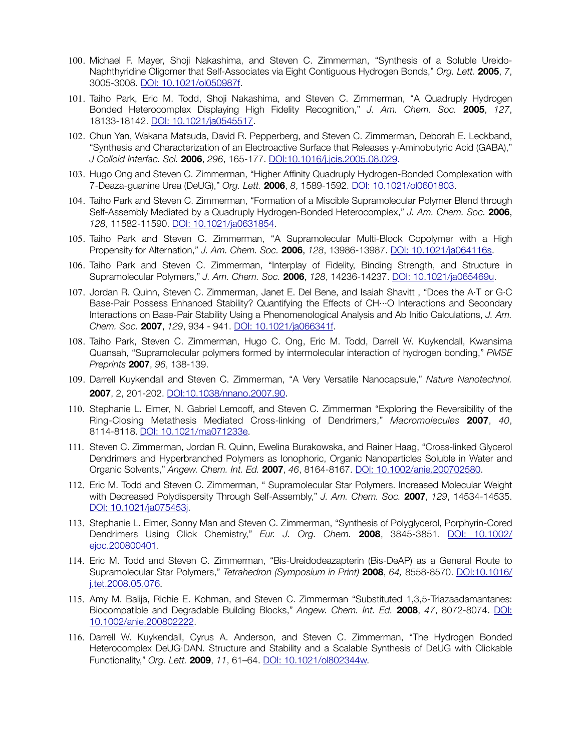100. Michael F. Mayer, Shoji Nakashima, and Steven C. Zimmerman, "Synthesis of a Soluble Ureido-Naphthyridine Oligomer that Self-Associates via Eight Contiguous Hydrogen Bonds," *Org. Lett.* **2005**, *7*, 3005-3008. [DOI: 10.1021/ol050987f](https://doi.org/10.1021/ol050987f).

101. Taiho Park, Eric M. Todd, Shoji Nakashima, and Steven C. Zimmerman, "A Quadruply Hydrogen Bonded Heterocomplex Displaying High Fidelity Recognition," *J. Am. Chem. Soc.* **2005**, *127*, 18133-18142. [DOI: 10.1021/ja0545517](https://doi.org/10.1021/ja0545517).

102. Chun Yan, Wakana Matsuda, David R. Pepperberg, and Steven C. Zimmerman, Deborah E. Leckband, "Synthesis and Characterization of an Electroactive Surface that Releases γ-Aminobutyric Acid (GABA)," *J Colloid Interfac. Sci.* **2006**, *296*, 165-177. [DOI:10.1016/j.jcis.2005.08.029](https://doi.org/10.1016/j.jcis.2005.08.029).

103. Hugo Ong and Steven C. Zimmerman, "Higher Affinity Quadruply Hydrogen-Bonded Complexation with 7-Deaza-guanine Urea (DeUG)," *Org. Lett.* **2006**, *8*, 1589-1592. [DOI: 10.1021/ol0601803](https://doi.org/10.1021/ol0601803).

104. Taiho Park and Steven C. Zimmerman, "Formation of a Miscible Supramolecular Polymer Blend through Self-Assembly Mediated by a Quadruply Hydrogen-Bonded Heterocomplex," *J. Am. Chem. Soc.* **2006**, *128*, 11582-11590. [DOI: 10.1021/ja0631854](https://doi.org/10.1021/ja0631854).

105. Taiho Park and Steven C. Zimmerman, "A Supramolecular Multi-Block Copolymer with a High Propensity for Alternation," *J. Am. Chem. Soc.* **2006**, *128*, 13986-13987. [DOI: 10.1021/ja064116s](https://doi.org/10.1021/ja064116s).

106. Taiho Park and Steven C. Zimmerman, "Interplay of Fidelity, Binding Strength, and Structure in Supramolecular Polymers," *J. Am. Chem. Soc.* **2006**, *128*, 14236-14237. [DOI: 10.1021/ja065469u](https://doi.org/10.1021/ja065469u).

107. Jordan R. Quinn, Steven C. Zimmerman, Janet E. Del Bene, and Isaiah Shavitt , "Does the A·T or G·C Base-Pair Possess Enhanced Stability? Quantifying the Effects of CH···O Interactions and Secondary Interactions on Base-Pair Stability Using a Phenomenological Analysis and Ab Initio Calculations, *J. Am. Chem. Soc.* **2007**, *129*, 934 - 941. [DOI: 10.1021/ja066341f](https://doi.org/10.1021/ja066341f).

108. Taiho Park, Steven C. Zimmerman, Hugo C. Ong, Eric M. Todd, Darrell W. Kuykendall, Kwansima Quansah, "Supramolecular polymers formed by intermolecular interaction of hydrogen bonding," *PMSE Preprints* **2007**, *96*, 138-139.

109. Darrell Kuykendall and Steven C. Zimmerman, "A Very Versatile Nanocapsule," *Nature Nanotechnol.* **2007**, 2, 201-202. [DOI:10.1038/nnano.2007.90](https://doi.org/10.1038/nnano.2007.90).

110. Stephanie L. Elmer, N. Gabriel Lemcoff, and Steven C. Zimmerman "Exploring the Reversibility of the Ring-Closing Metathesis Mediated Cross-linking of Dendrimers," *Macromolecules* **2007**, *40*, 8114-8118. [DOI: 10.1021/ma071233e](https://doi.org/10.1021/ma071233e).

111. Steven C. Zimmerman, Jordan R. Quinn, Ewelina Burakowska, and Rainer Haag, "Cross-linked Glycerol Dendrimers and Hyperbranched Polymers as Ionophoric, Organic Nanoparticles Soluble in Water and Organic Solvents," *Angew. Chem. Int. Ed.* **2007**, *46*, 8164-8167. [DOI: 10.1002/anie.200702580](https://doi.org/10.1002/anie.200702580).

112. Eric M. Todd and Steven C. Zimmerman, " Supramolecular Star Polymers. Increased Molecular Weight with Decreased Polydispersity Through Self-Assembly," *J. Am. Chem. Soc.* **2007**, *129*, 14534-14535. [DOI: 10.1021/ja075453j](https://doi.org/10.1021/ja075453j).

113. Stephanie L. Elmer, Sonny Man and Steven C. Zimmerman, "Synthesis of Polyglycerol, Porphyrin-Cored Dendrimers Using Click Chemistry," *Eur. J. Org. Chem.* **2008**, 3845-3851. [DOI: 10.1002/ejoc.200800401](https://doi.org/10.1002/ejoc.200800401).

114. Eric M. Todd and Steven C. Zimmerman, "Bis-Ureidodeazapterin (Bis-DeAP) as a General Route to Supramolecular Star Polymers," *Tetrahedron (Symposium in Print)* **2008**, *64,* 8558-8570. [DOI:10.1016/j.tet.2008.05.076](https://doi.org/10.1016/j.tet.2008.05.076).

115. Amy M. Balija, Richie E. Kohman, and Steven C. Zimmerman "Substituted 1,3,5-Triazaadamantanes: Biocompatible and Degradable Building Blocks," *Angew. Chem. Int. Ed.* **2008**, *47*, 8072-8074. [DOI: 10.1002/anie.200802222](https://doi.org/10.1002/anie.200802222).

116. Darrell W. Kuykendall, Cyrus A. Anderson, and Steven C. Zimmerman, "The Hydrogen Bonded Heterocomplex DeUG·DAN. Structure and Stability and a Scalable Synthesis of DeUG with Clickable Functionality," *Org. Lett.* **2009**, *11*, 61–64. [DOI: 10.1021/ol802344w](https://doi.org/10.1021/ol802344w).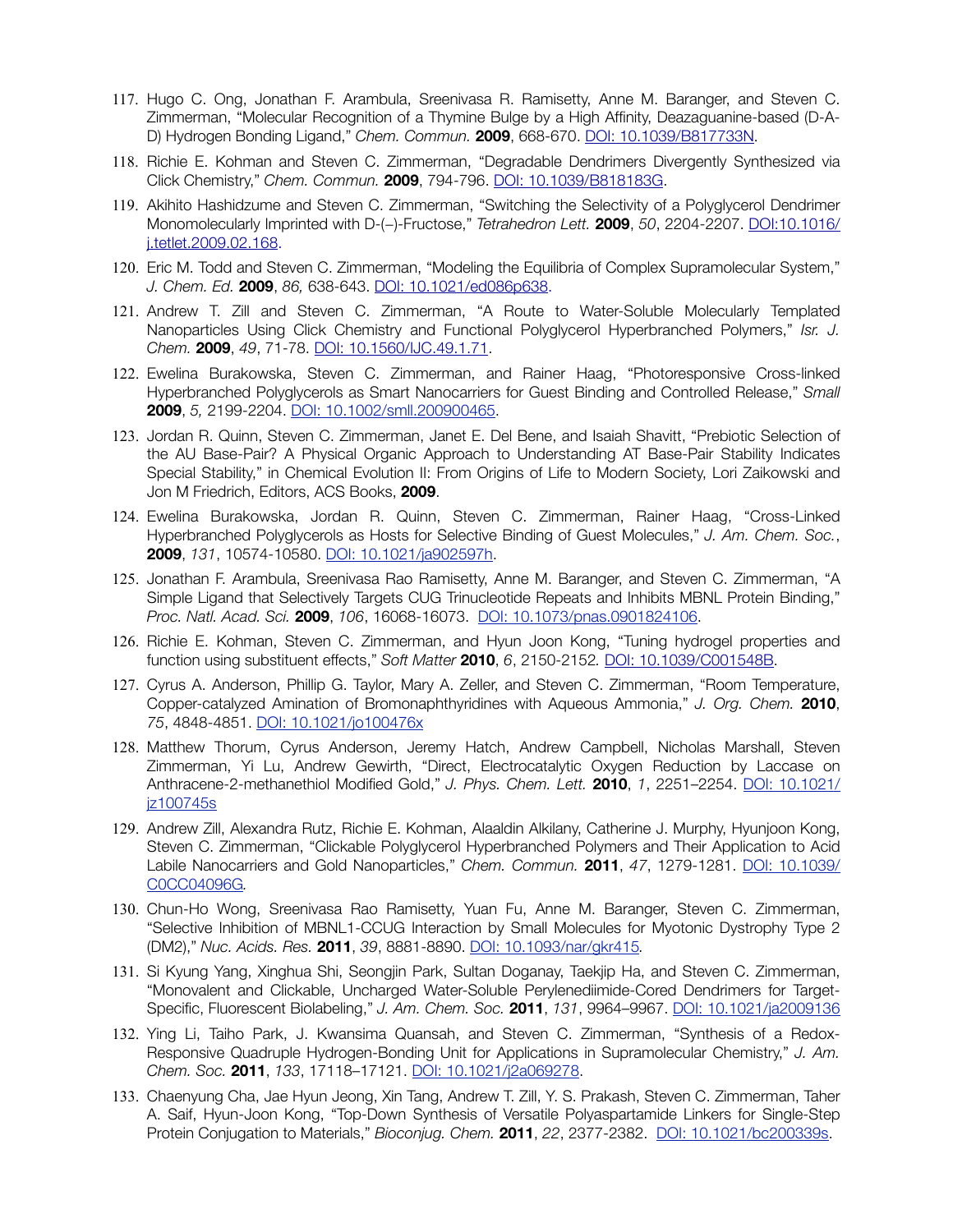117. Hugo C. Ong, Jonathan F. Arambula, Sreenivasa R. Ramisetty, Anne M. Baranger, and Steven C. Zimmerman, "Molecular Recognition of a Thymine Bulge by a High Affinity, Deazaguanine-based (D-A-D) Hydrogen Bonding Ligand," *Chem. Commun.* **2009**, 668-670. DOI: 10.1039/B817733N.

118. Richie E. Kohman and Steven C. Zimmerman, "Degradable Dendrimers Divergently Synthesized via Click Chemistry," *Chem. Commun.* **2009**, 794-796. DOI: 10.1039/B818183G.

119. Akihito Hashidzume and Steven C. Zimmerman, "Switching the Selectivity of a Polyglycerol Dendrimer Monomolecularly Imprinted with D-(–)-Fructose," *Tetrahedron Lett.* **2009**, *50*, 2204-2207. DOI:10.1016/j.tetlet.2009.02.168.

120. Eric M. Todd and Steven C. Zimmerman, "Modeling the Equilibria of Complex Supramolecular System," *J. Chem. Ed.* **2009**, *86,* 638-643. DOI: 10.1021/ed086p638.

121. Andrew T. Zill and Steven C. Zimmerman, "A Route to Water-Soluble Molecularly Templated Nanoparticles Using Click Chemistry and Functional Polyglycerol Hyperbranched Polymers," *Isr. J. Chem.* **2009**, *49*, 71-78. DOI: 10.1560/IJC.49.1.71.

122. Ewelina Burakowska, Steven C. Zimmerman, and Rainer Haag, "Photoresponsive Cross-linked Hyperbranched Polyglycerols as Smart Nanocarriers for Guest Binding and Controlled Release," *Small* **2009**, *5,* 2199-2204. DOI: 10.1002/smll.200900465.

123. Jordan R. Quinn, Steven C. Zimmerman, Janet E. Del Bene, and Isaiah Shavitt, "Prebiotic Selection of the AU Base-Pair? A Physical Organic Approach to Understanding AT Base-Pair Stability Indicates Special Stability," in Chemical Evolution II: From Origins of Life to Modern Society, Lori Zaikowski and Jon M Friedrich, Editors, ACS Books, **2009**.

124. Ewelina Burakowska, Jordan R. Quinn, Steven C. Zimmerman, Rainer Haag, "Cross-Linked Hyperbranched Polyglycerols as Hosts for Selective Binding of Guest Molecules," *J. Am. Chem. Soc.*, **2009**, *131*, 10574-10580. DOI: 10.1021/ja902597h.

125. Jonathan F. Arambula, Sreenivasa Rao Ramisetty, Anne M. Baranger, and Steven C. Zimmerman, "A Simple Ligand that Selectively Targets CUG Trinucleotide Repeats and Inhibits MBNL Protein Binding," *Proc. Natl. Acad. Sci.* **2009**, *106*, 16068-16073. DOI: 10.1073/pnas.0901824106.

126. Richie E. Kohman, Steven C. Zimmerman, and Hyun Joon Kong, "Tuning hydrogel properties and function using substituent effects," *Soft Matter* **2010**, *6*, 2150-2152. DOI: 10.1039/C001548B.

127. Cyrus A. Anderson, Phillip G. Taylor, Mary A. Zeller, and Steven C. Zimmerman, "Room Temperature, Copper-catalyzed Amination of Bromonaphthyridines with Aqueous Ammonia," *J. Org. Chem.* **2010**, *75*, 4848-4851. DOI: 10.1021/jo100476x

128. Matthew Thorum, Cyrus Anderson, Jeremy Hatch, Andrew Campbell, Nicholas Marshall, Steven Zimmerman, Yi Lu, Andrew Gewirth, "Direct, Electrocatalytic Oxygen Reduction by Laccase on Anthracene-2-methanethiol Modified Gold," *J. Phys. Chem. Lett.* **2010**, *1*, 2251–2254. DOI: 10.1021/jz100745s

129. Andrew Zill, Alexandra Rutz, Richie E. Kohman, Alaaldin Alkilany, Catherine J. Murphy, Hyunjoon Kong, Steven C. Zimmerman, "Clickable Polyglycerol Hyperbranched Polymers and Their Application to Acid Labile Nanocarriers and Gold Nanoparticles," *Chem. Commun.* **2011**, *47*, 1279-1281. DOI: 10.1039/C0CC04096G.

130. Chun-Ho Wong, Sreenivasa Rao Ramisetty, Yuan Fu, Anne M. Baranger, Steven C. Zimmerman, "Selective Inhibition of MBNL1-CCUG Interaction by Small Molecules for Myotonic Dystrophy Type 2 (DM2)," *Nuc. Acids. Res.* **2011**, *39*, 8881-8890. DOI: 10.1093/nar/gkr415.

131. Si Kyung Yang, Xinghua Shi, Seongjin Park, Sultan Doganay, Taekjip Ha, and Steven C. Zimmerman, "Monovalent and Clickable, Uncharged Water-Soluble Perylenediimide-Cored Dendrimers for Target-Specific, Fluorescent Biolabeling," *J. Am. Chem. Soc.* **2011**, *131*, 9964–9967. DOI: 10.1021/ja2009136

132. Ying Li, Taiho Park, J. Kwansima Quansah, and Steven C. Zimmerman, "Synthesis of a Redox-Responsive Quadruple Hydrogen-Bonding Unit for Applications in Supramolecular Chemistry," *J. Am. Chem. Soc.* **2011**, *133*, 17118–17121. DOI: 10.1021/j2a069278.

133. Chaenyung Cha, Jae Hyun Jeong, Xin Tang, Andrew T. Zill, Y. S. Prakash, Steven C. Zimmerman, Taher A. Saif, Hyun-Joon Kong, "Top-Down Synthesis of Versatile Polyaspartamide Linkers for Single-Step Protein Conjugation to Materials," *Bioconjug. Chem.* **2011**, *22*, 2377-2382. DOI: 10.1021/bc200339s.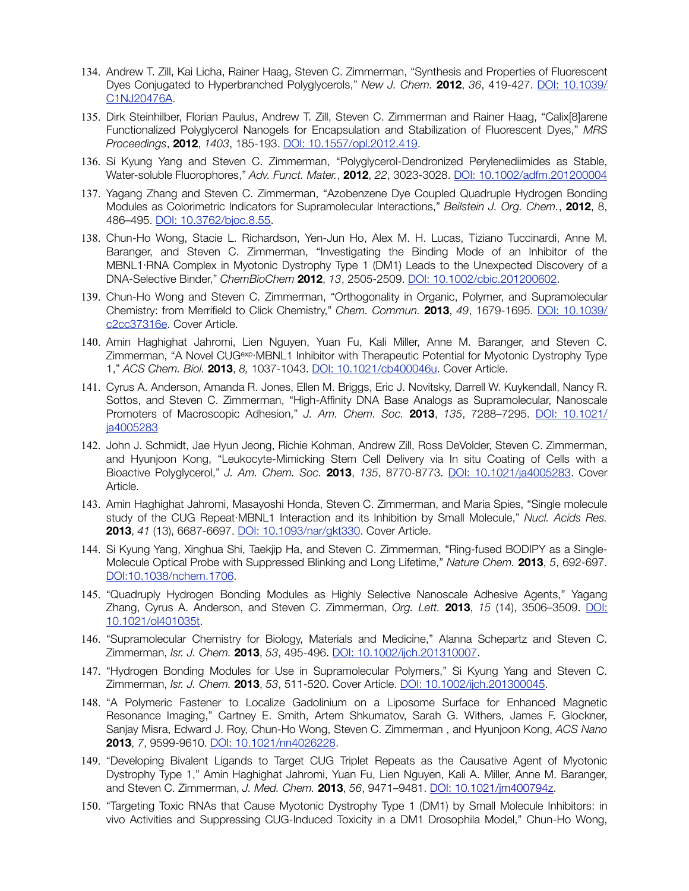134. Andrew T. Zill, Kai Licha, Rainer Haag, Steven C. Zimmerman, "Synthesis and Properties of Fluorescent Dyes Conjugated to Hyperbranched Polyglycerols," *New J. Chem.* **2012**, *36*, 419-427. DOI: 10.1039/C1NJ20476A.

135. Dirk Steinhilber, Florian Paulus, Andrew T. Zill, Steven C. Zimmerman and Rainer Haag, "Calix[8]arene Functionalized Polyglycerol Nanogels for Encapsulation and Stabilization of Fluorescent Dyes," *MRS Proceedings*, **2012**, *1403*, 185-193. DOI: 10.1557/opl.2012.419.

136. Si Kyung Yang and Steven C. Zimmerman, "Polyglycerol-Dendronized Perylenediimides as Stable, Water-soluble Fluorophores," *Adv. Funct. Mater.*, **2012**, *22*, 3023-3028. DOI: 10.1002/adfm.201200004

137. Yagang Zhang and Steven C. Zimmerman, "Azobenzene Dye Coupled Quadruple Hydrogen Bonding Modules as Colorimetric Indicators for Supramolecular Interactions," *Beilstein J. Org. Chem.*, **2012**, 8, 486–495. DOI: 10.3762/bjoc.8.55.

138. Chun-Ho Wong, Stacie L. Richardson, Yen-Jun Ho, Alex M. H. Lucas, Tiziano Tuccinardi, Anne M. Baranger, and Steven C. Zimmerman, "Investigating the Binding Mode of an Inhibitor of the MBNL1·RNA Complex in Myotonic Dystrophy Type 1 (DM1) Leads to the Unexpected Discovery of a DNA-Selective Binder," *ChemBioChem* **2012**, *13*, 2505-2509. DOI: 10.1002/cbic.201200602.

139. Chun-Ho Wong and Steven C. Zimmerman, "Orthogonality in Organic, Polymer, and Supramolecular Chemistry: from Merrifield to Click Chemistry," *Chem. Commun.* **2013**, *49*, 1679-1695. DOI: 10.1039/c2cc37316e. Cover Article.

140. Amin Haghighat Jahromi, Lien Nguyen, Yuan Fu, Kali Miller, Anne M. Baranger, and Steven C. Zimmerman, "A Novel CUG$^{exp}$·MBNL1 Inhibitor with Therapeutic Potential for Myotonic Dystrophy Type 1," *ACS Chem. Biol.* **2013**, *8,* 1037-1043. DOI: 10.1021/cb400046u. Cover Article.

141. Cyrus A. Anderson, Amanda R. Jones, Ellen M. Briggs, Eric J. Novitsky, Darrell W. Kuykendall, Nancy R. Sottos, and Steven C. Zimmerman, "High-Affinity DNA Base Analogs as Supramolecular, Nanoscale Promoters of Macroscopic Adhesion," *J. Am. Chem. Soc.* **2013**, *135*, 7288–7295. DOI: 10.1021/ja4005283

142. John J. Schmidt, Jae Hyun Jeong, Richie Kohman, Andrew Zill, Ross DeVolder, Steven C. Zimmerman, and Hyunjoon Kong, "Leukocyte-Mimicking Stem Cell Delivery via In situ Coating of Cells with a Bioactive Polyglycerol," *J. Am. Chem. Soc.* **2013**, *135*, 8770-8773. DOI: 10.1021/ja4005283. Cover Article.

143. Amin Haghighat Jahromi, Masayoshi Honda, Steven C. Zimmerman, and Maria Spies, "Single molecule study of the CUG Repeat·MBNL1 Interaction and its Inhibition by Small Molecule," *Nucl. Acids Res.* **2013**, *41* (13), 6687-6697. DOI: 10.1093/nar/gkt330. Cover Article.

144. Si Kyung Yang, Xinghua Shi, Taekjip Ha, and Steven C. Zimmerman, "Ring-fused BODIPY as a Single-Molecule Optical Probe with Suppressed Blinking and Long Lifetime," *Nature Chem.* **2013**, *5*, 692-697. DOI:10.1038/nchem.1706.

145. "Quadruply Hydrogen Bonding Modules as Highly Selective Nanoscale Adhesive Agents," Yagang Zhang, Cyrus A. Anderson, and Steven C. Zimmerman, *Org. Lett.* **2013**, *15* (14), 3506–3509. DOI: 10.1021/ol401035t.

146. "Supramolecular Chemistry for Biology, Materials and Medicine," Alanna Schepartz and Steven C. Zimmerman, *Isr. J. Chem.* **2013**, *53*, 495-496. DOI: 10.1002/ijch.201310007.

147. "Hydrogen Bonding Modules for Use in Supramolecular Polymers," Si Kyung Yang and Steven C. Zimmerman, *Isr. J. Chem.* **2013**, *53*, 511-520. Cover Article. DOI: 10.1002/ijch.201300045.

148. "A Polymeric Fastener to Localize Gadolinium on a Liposome Surface for Enhanced Magnetic Resonance Imaging," Cartney E. Smith, Artem Shkumatov, Sarah G. Withers, James F. Glockner, Sanjay Misra, Edward J. Roy, Chun-Ho Wong, Steven C. Zimmerman , and Hyunjoon Kong, *ACS Nano* **2013**, *7*, 9599-9610. DOI: 10.1021/nn4026228.

149. "Developing Bivalent Ligands to Target CUG Triplet Repeats as the Causative Agent of Myotonic Dystrophy Type 1," Amin Haghighat Jahromi, Yuan Fu, Lien Nguyen, Kali A. Miller, Anne M. Baranger, and Steven C. Zimmerman, *J. Med. Chem.* **2013**, *56*, 9471–9481. DOI: 10.1021/jm400794z.

150. "Targeting Toxic RNAs that Cause Myotonic Dystrophy Type 1 (DM1) by Small Molecule Inhibitors: in vivo Activities and Suppressing CUG-Induced Toxicity in a DM1 Drosophila Model," Chun-Ho Wong,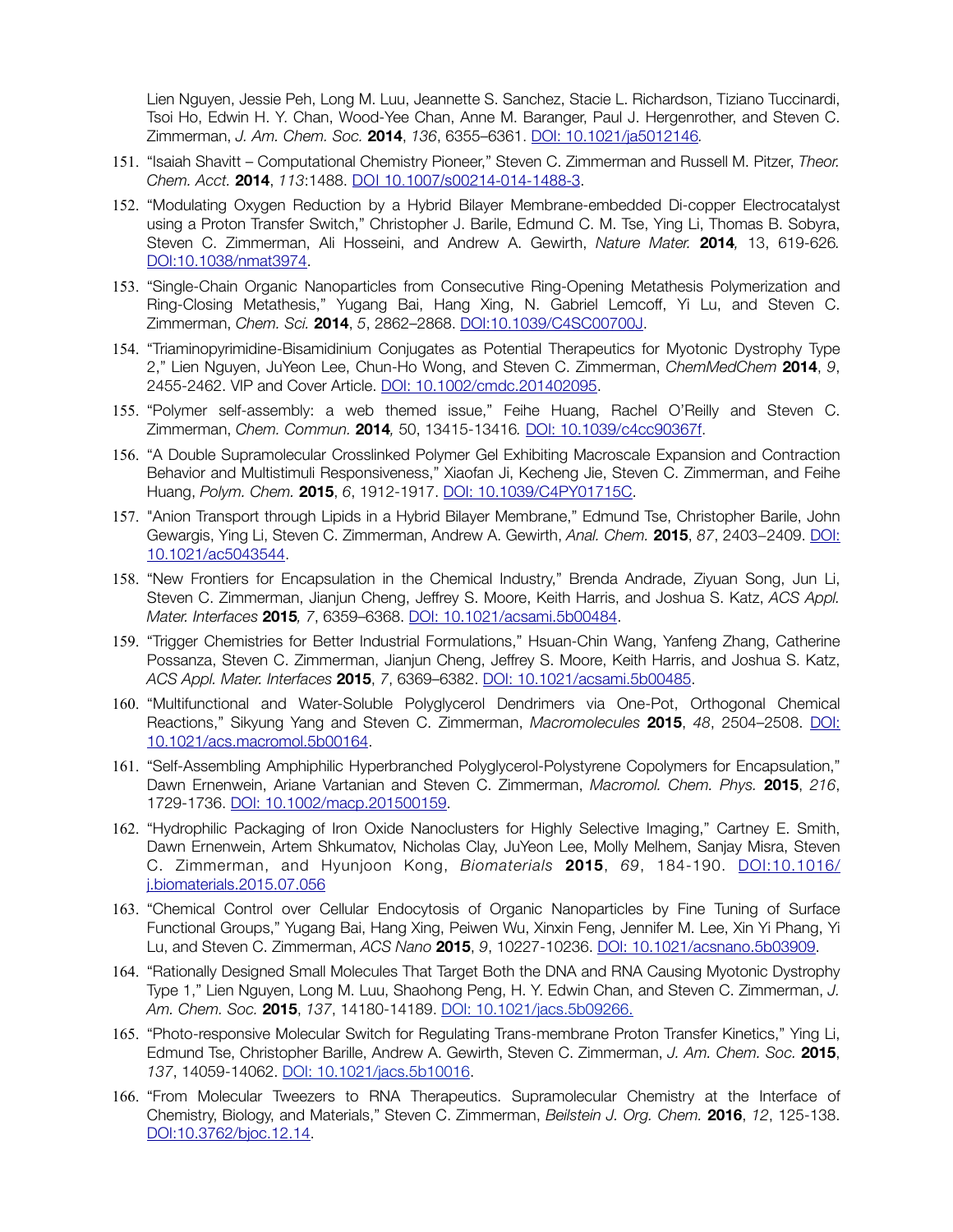Lien Nguyen, Jessie Peh, Long M. Luu, Jeannette S. Sanchez, Stacie L. Richardson, Tiziano Tuccinardi, Tsoi Ho, Edwin H. Y. Chan, Wood-Yee Chan, Anne M. Baranger, Paul J. Hergenrother, and Steven C. Zimmerman, *J. Am. Chem. Soc.* **2014**, *136*, 6355–6361. DOI: 10.1021/ja5012146.

151. "Isaiah Shavitt – Computational Chemistry Pioneer," Steven C. Zimmerman and Russell M. Pitzer, *Theor. Chem. Acct.* **2014**, *113*:1488. DOI 10.1007/s00214-014-1488-3.

152. "Modulating Oxygen Reduction by a Hybrid Bilayer Membrane-embedded Di-copper Electrocatalyst using a Proton Transfer Switch," Christopher J. Barile, Edmund C. M. Tse, Ying Li, Thomas B. Sobyra, Steven C. Zimmerman, Ali Hosseini, and Andrew A. Gewirth, *Nature Mater.* **2014***,* 13, 619-626*.* DOI:10.1038/nmat3974.

153. "Single-Chain Organic Nanoparticles from Consecutive Ring-Opening Metathesis Polymerization and Ring-Closing Metathesis," Yugang Bai, Hang Xing, N. Gabriel Lemcoff, Yi Lu, and Steven C. Zimmerman, *Chem. Sci.* **2014**, *5*, 2862–2868. DOI:10.1039/C4SC00700J.

154. "Triaminopyrimidine-Bisamidinium Conjugates as Potential Therapeutics for Myotonic Dystrophy Type 2," Lien Nguyen, JuYeon Lee, Chun-Ho Wong, and Steven C. Zimmerman, *ChemMedChem* **2014**, *9*, 2455-2462. VIP and Cover Article. DOI: 10.1002/cmdc.201402095.

155. "Polymer self-assembly: a web themed issue," Feihe Huang, Rachel O'Reilly and Steven C. Zimmerman, *Chem. Commun.* **2014***,* 50, 13415-13416*.* DOI: 10.1039/c4cc90367f.

156. "A Double Supramolecular Crosslinked Polymer Gel Exhibiting Macroscale Expansion and Contraction Behavior and Multistimuli Responsiveness," Xiaofan Ji, Kecheng Jie, Steven C. Zimmerman, and Feihe Huang, *Polym. Chem.* **2015**, *6*, 1912-1917. DOI: 10.1039/C4PY01715C.

157. "Anion Transport through Lipids in a Hybrid Bilayer Membrane," Edmund Tse, Christopher Barile, John Gewargis, Ying Li, Steven C. Zimmerman, Andrew A. Gewirth, *Anal. Chem.* **2015**, *87*, 2403–2409. DOI: 10.1021/ac5043544.

158. "New Frontiers for Encapsulation in the Chemical Industry," Brenda Andrade, Ziyuan Song, Jun Li, Steven C. Zimmerman, Jianjun Cheng, Jeffrey S. Moore, Keith Harris, and Joshua S. Katz, *ACS Appl. Mater. Interfaces* **2015***, 7*, 6359–6368. DOI: 10.1021/acsami.5b00484.

159. "Trigger Chemistries for Better Industrial Formulations," Hsuan-Chin Wang, Yanfeng Zhang, Catherine Possanza, Steven C. Zimmerman, Jianjun Cheng, Jeffrey S. Moore, Keith Harris, and Joshua S. Katz, *ACS Appl. Mater. Interfaces* **2015**, *7*, 6369–6382. DOI: 10.1021/acsami.5b00485.

160. "Multifunctional and Water-Soluble Polyglycerol Dendrimers via One-Pot, Orthogonal Chemical Reactions," Sikyung Yang and Steven C. Zimmerman, *Macromolecules* **2015**, *48*, 2504–2508. DOI: 10.1021/acs.macromol.5b00164.

161. "Self-Assembling Amphiphilic Hyperbranched Polyglycerol-Polystyrene Copolymers for Encapsulation," Dawn Ernenwein, Ariane Vartanian and Steven C. Zimmerman, *Macromol. Chem. Phys.* **2015**, *216*, 1729-1736. DOI: 10.1002/macp.201500159.

162. "Hydrophilic Packaging of Iron Oxide Nanoclusters for Highly Selective Imaging," Cartney E. Smith, Dawn Ernenwein, Artem Shkumatov, Nicholas Clay, JuYeon Lee, Molly Melhem, Sanjay Misra, Steven C. Zimmerman, and Hyunjoon Kong, *Biomaterials* **2015**, *69*, 184-190. DOI:10.1016/j.biomaterials.2015.07.056

163. "Chemical Control over Cellular Endocytosis of Organic Nanoparticles by Fine Tuning of Surface Functional Groups," Yugang Bai, Hang Xing, Peiwen Wu, Xinxin Feng, Jennifer M. Lee, Xin Yi Phang, Yi Lu, and Steven C. Zimmerman, *ACS Nano* **2015**, *9*, 10227-10236. DOI: 10.1021/acsnano.5b03909.

164. "Rationally Designed Small Molecules That Target Both the DNA and RNA Causing Myotonic Dystrophy Type 1," Lien Nguyen, Long M. Luu, Shaohong Peng, H. Y. Edwin Chan, and Steven C. Zimmerman, *J. Am. Chem. Soc.* **2015**, *137*, 14180-14189. DOI: 10.1021/jacs.5b09266.

165. "Photo-responsive Molecular Switch for Regulating Trans-membrane Proton Transfer Kinetics," Ying Li, Edmund Tse, Christopher Barille, Andrew A. Gewirth, Steven C. Zimmerman, *J. Am. Chem. Soc.* **2015**, *137*, 14059-14062. DOI: 10.1021/jacs.5b10016.

166. "From Molecular Tweezers to RNA Therapeutics. Supramolecular Chemistry at the Interface of Chemistry, Biology, and Materials," Steven C. Zimmerman, *Beilstein J. Org. Chem.* **2016**, *12*, 125-138. DOI:10.3762/bjoc.12.14.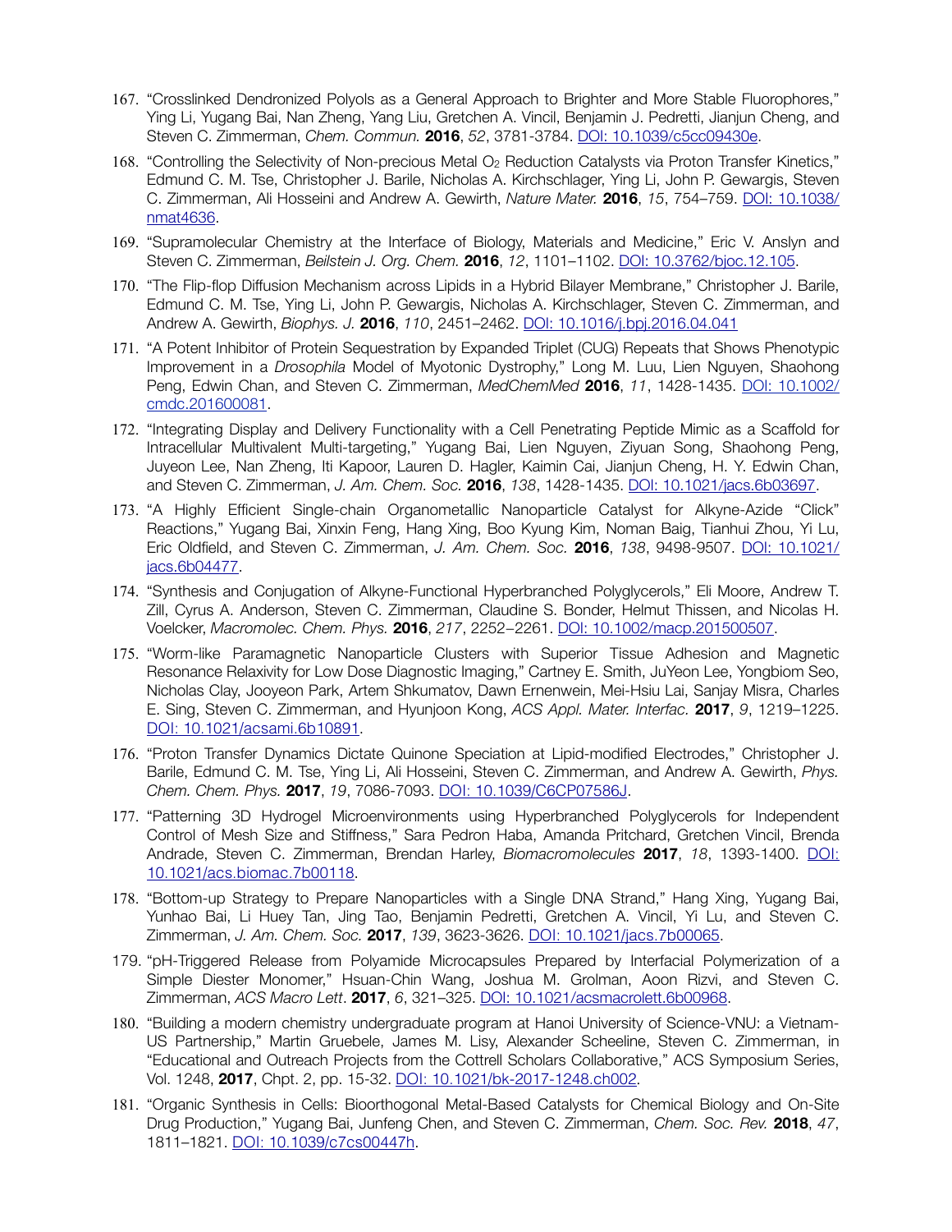167. "Crosslinked Dendronized Polyols as a General Approach to Brighter and More Stable Fluorophores," Ying Li, Yugang Bai, Nan Zheng, Yang Liu, Gretchen A. Vincil, Benjamin J. Pedretti, Jianjun Cheng, and Steven C. Zimmerman, *Chem. Commun.* **2016**, *52*, 3781-3784. DOI: 10.1039/c5cc09430e.

168. "Controlling the Selectivity of Non-precious Metal $O_2$ Reduction Catalysts via Proton Transfer Kinetics," Edmund C. M. Tse, Christopher J. Barile, Nicholas A. Kirchschlager, Ying Li, John P. Gewargis, Steven C. Zimmerman, Ali Hosseini and Andrew A. Gewirth, *Nature Mater.* **2016**, *15*, 754–759. DOI: 10.1038/nmat4636.

169. "Supramolecular Chemistry at the Interface of Biology, Materials and Medicine," Eric V. Anslyn and Steven C. Zimmerman, *Beilstein J. Org. Chem.* **2016**, *12*, 1101–1102. DOI: 10.3762/bjoc.12.105.

170. "The Flip-flop Diffusion Mechanism across Lipids in a Hybrid Bilayer Membrane," Christopher J. Barile, Edmund C. M. Tse, Ying Li, John P. Gewargis, Nicholas A. Kirchschlager, Steven C. Zimmerman, and Andrew A. Gewirth, *Biophys. J.* **2016**, *110*, 2451–2462. DOI: 10.1016/j.bpj.2016.04.041

171. "A Potent Inhibitor of Protein Sequestration by Expanded Triplet (CUG) Repeats that Shows Phenotypic Improvement in a *Drosophila* Model of Myotonic Dystrophy," Long M. Luu, Lien Nguyen, Shaohong Peng, Edwin Chan, and Steven C. Zimmerman, *MedChemMed* **2016**, *11*, 1428-1435. DOI: 10.1002/cmdc.201600081.

172. "Integrating Display and Delivery Functionality with a Cell Penetrating Peptide Mimic as a Scaffold for Intracellular Multivalent Multi-targeting," Yugang Bai, Lien Nguyen, Ziyuan Song, Shaohong Peng, Juyeon Lee, Nan Zheng, Iti Kapoor, Lauren D. Hagler, Kaimin Cai, Jianjun Cheng, H. Y. Edwin Chan, and Steven C. Zimmerman, *J. Am. Chem. Soc.* **2016**, *138*, 1428-1435. DOI: 10.1021/jacs.6b03697.

173. "A Highly Efficient Single-chain Organometallic Nanoparticle Catalyst for Alkyne-Azide "Click" Reactions," Yugang Bai, Xinxin Feng, Hang Xing, Boo Kyung Kim, Noman Baig, Tianhui Zhou, Yi Lu, Eric Oldfield, and Steven C. Zimmerman, *J. Am. Chem. Soc.* **2016**, *138*, 9498-9507. DOI: 10.1021/jacs.6b04477.

174. "Synthesis and Conjugation of Alkyne-Functional Hyperbranched Polyglycerols," Eli Moore, Andrew T. Zill, Cyrus A. Anderson, Steven C. Zimmerman, Claudine S. Bonder, Helmut Thissen, and Nicolas H. Voelcker, *Macromolec. Chem. Phys.* **2016**, *217*, 2252–2261. DOI: 10.1002/macp.201500507.

175. "Worm-like Paramagnetic Nanoparticle Clusters with Superior Tissue Adhesion and Magnetic Resonance Relaxivity for Low Dose Diagnostic Imaging," Cartney E. Smith, JuYeon Lee, Yongbiom Seo, Nicholas Clay, Jooyeon Park, Artem Shkumatov, Dawn Ernenwein, Mei-Hsiu Lai, Sanjay Misra, Charles E. Sing, Steven C. Zimmerman, and Hyunjoon Kong, *ACS Appl. Mater. Interfac.* **2017**, *9*, 1219–1225. DOI: 10.1021/acsami.6b10891.

176. "Proton Transfer Dynamics Dictate Quinone Speciation at Lipid-modified Electrodes," Christopher J. Barile, Edmund C. M. Tse, Ying Li, Ali Hosseini, Steven C. Zimmerman, and Andrew A. Gewirth, *Phys. Chem. Chem. Phys.* **2017**, *19*, 7086-7093. DOI: 10.1039/C6CP07586J.

177. "Patterning 3D Hydrogel Microenvironments using Hyperbranched Polyglycerols for Independent Control of Mesh Size and Stiffness," Sara Pedron Haba, Amanda Pritchard, Gretchen Vincil, Brenda Andrade, Steven C. Zimmerman, Brendan Harley, *Biomacromolecules* **2017**, *18*, 1393-1400. DOI: 10.1021/acs.biomac.7b00118.

178. "Bottom-up Strategy to Prepare Nanoparticles with a Single DNA Strand," Hang Xing, Yugang Bai, Yunhao Bai, Li Huey Tan, Jing Tao, Benjamin Pedretti, Gretchen A. Vincil, Yi Lu, and Steven C. Zimmerman, *J. Am. Chem. Soc.* **2017**, *139*, 3623-3626. DOI: 10.1021/jacs.7b00065.

179. "pH-Triggered Release from Polyamide Microcapsules Prepared by Interfacial Polymerization of a Simple Diester Monomer," Hsuan-Chin Wang, Joshua M. Grolman, Aoon Rizvi, and Steven C. Zimmerman, *ACS Macro Lett*. **2017**, *6*, 321–325. DOI: 10.1021/acsmacrolett.6b00968.

180. "Building a modern chemistry undergraduate program at Hanoi University of Science-VNU: a Vietnam-US Partnership," Martin Gruebele, James M. Lisy, Alexander Scheeline, Steven C. Zimmerman, in "Educational and Outreach Projects from the Cottrell Scholars Collaborative," ACS Symposium Series, Vol. 1248, **2017**, Chpt. 2, pp. 15-32. DOI: 10.1021/bk-2017-1248.ch002.

181. "Organic Synthesis in Cells: Bioorthogonal Metal-Based Catalysts for Chemical Biology and On-Site Drug Production," Yugang Bai, Junfeng Chen, and Steven C. Zimmerman, *Chem. Soc. Rev.* **2018**, *47*, 1811–1821. DOI: 10.1039/c7cs00447h.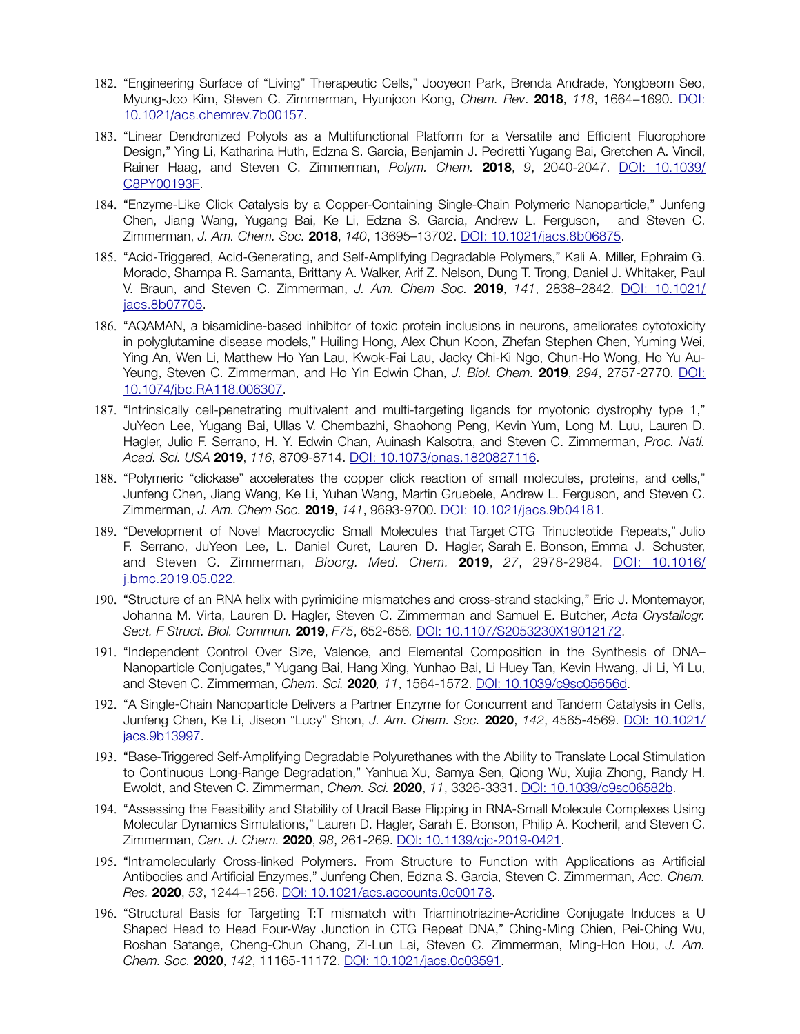182. "Engineering Surface of "Living" Therapeutic Cells," Jooyeon Park, Brenda Andrade, Yongbeom Seo, Myung-Joo Kim, Steven C. Zimmerman, Hyunjoon Kong, *Chem. Rev*. **2018**, *118*, 1664–1690. [DOI: 10.1021/acs.chemrev.7b00157](https://doi.org/10.1021/acs.chemrev.7b00157).

183. "Linear Dendronized Polyols as a Multifunctional Platform for a Versatile and Efficient Fluorophore Design," Ying Li, Katharina Huth, Edzna S. Garcia, Benjamin J. Pedretti Yugang Bai, Gretchen A. Vincil, Rainer Haag, and Steven C. Zimmerman, *Polym. Chem.* **2018**, *9*, 2040-2047. [DOI: 10.1039/C8PY00193F](https://doi.org/10.1039/C8PY00193F).

184. "Enzyme-Like Click Catalysis by a Copper-Containing Single-Chain Polymeric Nanoparticle," Junfeng Chen, Jiang Wang, Yugang Bai, Ke Li, Edzna S. Garcia, Andrew L. Ferguson, and Steven C. Zimmerman, *J. Am. Chem. Soc.* **2018**, *140*, 13695–13702. [DOI: 10.1021/jacs.8b06875](https://doi.org/10.1021/jacs.8b06875).

185. "Acid-Triggered, Acid-Generating, and Self-Amplifying Degradable Polymers," Kali A. Miller, Ephraim G. Morado, Shampa R. Samanta, Brittany A. Walker, Arif Z. Nelson, Dung T. Trong, Daniel J. Whitaker, Paul V. Braun, and Steven C. Zimmerman, *J. Am. Chem Soc.* **2019**, *141*, 2838–2842. [DOI: 10.1021/jacs.8b07705](https://doi.org/10.1021/jacs.8b07705).

186. "AQAMAN, a bisamidine-based inhibitor of toxic protein inclusions in neurons, ameliorates cytotoxicity in polyglutamine disease models," Huiling Hong, Alex Chun Koon, Zhefan Stephen Chen, Yuming Wei, Ying An, Wen Li, Matthew Ho Yan Lau, Kwok-Fai Lau, Jacky Chi-Ki Ngo, Chun-Ho Wong, Ho Yu Au-Yeung, Steven C. Zimmerman, and Ho Yin Edwin Chan, *J. Biol. Chem.* **2019**, *294*, 2757-2770. [DOI: 10.1074/jbc.RA118.006307](https://doi.org/10.1074/jbc.RA118.006307).

187. "Intrinsically cell-penetrating multivalent and multi-targeting ligands for myotonic dystrophy type 1," JuYeon Lee, Yugang Bai, Ullas V. Chembazhi, Shaohong Peng, Kevin Yum, Long M. Luu, Lauren D. Hagler, Julio F. Serrano, H. Y. Edwin Chan, Auinash Kalsotra, and Steven C. Zimmerman, *Proc. Natl. Acad. Sci. USA* **2019**, *116*, 8709-8714. [DOI: 10.1073/pnas.1820827116](https://doi.org/10.1073/pnas.1820827116).

188. "Polymeric "clickase" accelerates the copper click reaction of small molecules, proteins, and cells," Junfeng Chen, Jiang Wang, Ke Li, Yuhan Wang, Martin Gruebele, Andrew L. Ferguson, and Steven C. Zimmerman, *J. Am. Chem Soc.* **2019**, *141*, 9693-9700. [DOI: 10.1021/jacs.9b04181](https://doi.org/10.1021/jacs.9b04181).

189. "Development of Novel Macrocyclic Small Molecules that Target CTG Trinucleotide Repeats," Julio F. Serrano, JuYeon Lee, L. Daniel Curet, Lauren D. Hagler, Sarah E. Bonson, Emma J. Schuster, and Steven C. Zimmerman, *Bioorg. Med. Chem.* **2019**, *27*, 2978-2984. [DOI: 10.1016/j.bmc.2019.05.022](https://doi.org/10.1016/j.bmc.2019.05.022).

190. "Structure of an RNA helix with pyrimidine mismatches and cross-strand stacking," Eric J. Montemayor, Johanna M. Virta, Lauren D. Hagler, Steven C. Zimmerman and Samuel E. Butcher, *Acta Crystallogr. Sect. F Struct. Biol. Commun.* **2019**, *F75*, 652-656*.* [DOI: 10.1107/S2053230X19012172](https://doi.org/10.1107/S2053230X19012172).

191. "Independent Control Over Size, Valence, and Elemental Composition in the Synthesis of DNA–Nanoparticle Conjugates," Yugang Bai, Hang Xing, Yunhao Bai, Li Huey Tan, Kevin Hwang, Ji Li, Yi Lu, and Steven C. Zimmerman, *Chem. Sci.* **2020***, 11*, 1564-1572. [DOI: 10.1039/c9sc05656d](https://doi.org/10.1039/c9sc05656d).

192. "A Single-Chain Nanoparticle Delivers a Partner Enzyme for Concurrent and Tandem Catalysis in Cells, Junfeng Chen, Ke Li, Jiseon "Lucy" Shon, *J. Am. Chem. Soc.* **2020**, *142*, 4565-4569. [DOI: 10.1021/jacs.9b13997](https://doi.org/10.1021/jacs.9b13997).

193. "Base-Triggered Self-Amplifying Degradable Polyurethanes with the Ability to Translate Local Stimulation to Continuous Long-Range Degradation," Yanhua Xu, Samya Sen, Qiong Wu, Xujia Zhong, Randy H. Ewoldt, and Steven C. Zimmerman, *Chem. Sci.* **2020**, *11*, 3326-3331. [DOI: 10.1039/c9sc06582b](https://doi.org/10.1039/c9sc06582b).

194. "Assessing the Feasibility and Stability of Uracil Base Flipping in RNA-Small Molecule Complexes Using Molecular Dynamics Simulations," Lauren D. Hagler, Sarah E. Bonson, Philip A. Kocheril, and Steven C. Zimmerman, *Can. J. Chem.* **2020**, *98*, 261-269. [DOI: 10.1139/cjc-2019-0421](https://doi.org/10.1139/cjc-2019-0421).

195. "Intramolecularly Cross-linked Polymers. From Structure to Function with Applications as Artificial Antibodies and Artificial Enzymes," Junfeng Chen, Edzna S. Garcia, Steven C. Zimmerman, *Acc. Chem. Res.* **2020**, *53*, 1244–1256. [DOI: 10.1021/acs.accounts.0c00178](https://doi.org/10.1021/acs.accounts.0c00178).

196. "Structural Basis for Targeting T:T mismatch with Triaminotriazine-Acridine Conjugate Induces a U Shaped Head to Head Four-Way Junction in CTG Repeat DNA," Ching-Ming Chien, Pei-Ching Wu, Roshan Satange, Cheng-Chun Chang, Zi-Lun Lai, Steven C. Zimmerman, Ming-Hon Hou, *J. Am. Chem. Soc.* **2020**, *142*, 11165-11172. [DOI: 10.1021/jacs.0c03591](https://doi.org/10.1021/jacs.0c03591).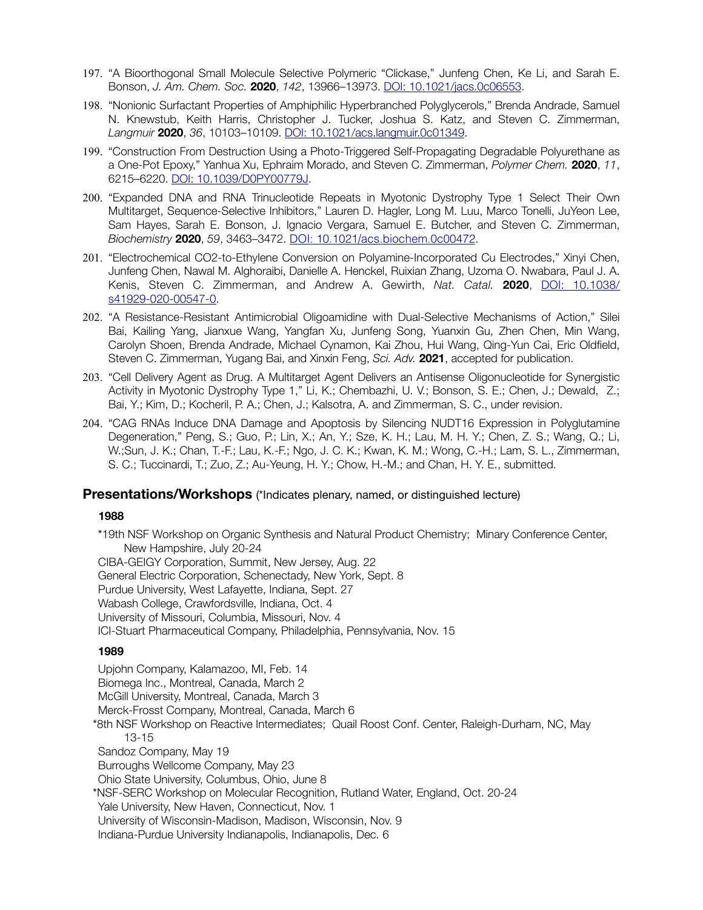197. "A Bioorthogonal Small Molecule Selective Polymeric "Clickase," Junfeng Chen, Ke Li, and Sarah E. Bonson, *J. Am. Chem. Soc.* **2020**, *142*, 13966–13973. DOI: 10.1021/jacs.0c06553.

198. "Nonionic Surfactant Properties of Amphiphilic Hyperbranched Polyglycerols," Brenda Andrade, Samuel N. Knewstub, Keith Harris, Christopher J. Tucker, Joshua S. Katz, and Steven C. Zimmerman, *Langmuir* **2020**, *36*, 10103–10109. DOI: 10.1021/acs.langmuir.0c01349.

199. "Construction From Destruction Using a Photo-Triggered Self-Propagating Degradable Polyurethane as a One-Pot Epoxy," Yanhua Xu, Ephraim Morado, and Steven C. Zimmerman, *Polymer Chem.* **2020**, *11*, 6215–6220. DOI: 10.1039/D0PY00779J.

200. "Expanded DNA and RNA Trinucleotide Repeats in Myotonic Dystrophy Type 1 Select Their Own Multitarget, Sequence-Selective Inhibitors," Lauren D. Hagler, Long M. Luu, Marco Tonelli, JuYeon Lee, Sam Hayes, Sarah E. Bonson, J. Ignacio Vergara, Samuel E. Butcher, and Steven C. Zimmerman, *Biochemistry* **2020**, *59*, 3463–3472. DOI: 10.1021/acs.biochem.0c00472.

201. "Electrochemical CO2-to-Ethylene Conversion on Polyamine-Incorporated Cu Electrodes," Xinyi Chen, Junfeng Chen, Nawal M. Alghoraibi, Danielle A. Henckel, Ruixian Zhang, Uzoma O. Nwabara, Paul J. A. Kenis, Steven C. Zimmerman, and Andrew A. Gewirth, *Nat. Catal.* **2020**, DOI: 10.1038/s41929-020-00547-0.

202. "A Resistance-Resistant Antimicrobial Oligoamidine with Dual-Selective Mechanisms of Action," Silei Bai, Kailing Yang, Jianxue Wang, Yangfan Xu, Junfeng Song, Yuanxin Gu, Zhen Chen, Min Wang, Carolyn Shoen, Brenda Andrade, Michael Cynamon, Kai Zhou, Hui Wang, Qing-Yun Cai, Eric Oldfield, Steven C. Zimmerman, Yugang Bai, and Xinxin Feng, *Sci. Adv.* **2021**, accepted for publication.

203. "Cell Delivery Agent as Drug. A Multitarget Agent Delivers an Antisense Oligonucleotide for Synergistic Activity in Myotonic Dystrophy Type 1," Li, K.; Chembazhi, U. V.; Bonson, S. E.; Chen, J.; Dewald, Z.; Bai, Y.; Kim, D.; Kocheril, P. A.; Chen, J.; Kalsotra, A. and Zimmerman, S. C., under revision.

204. "CAG RNAs Induce DNA Damage and Apoptosis by Silencing NUDT16 Expression in Polyglutamine Degeneration," Peng, S.; Guo, P.; Lin, X.; An, Y.; Sze, K. H.; Lau, M. H. Y.; Chen, Z. S.; Wang, Q.; Li, W.;Sun, J. K.; Chan, T.-F.; Lau, K.-F.; Ngo, J. C. K.; Kwan, K. M.; Wong, C.-H.; Lam, S. L., Zimmerman, S. C.; Tuccinardi, T.; Zuo, Z.; Au-Yeung, H. Y.; Chow, H.-M.; and Chan, H. Y. E., submitted.

## Presentations/Workshops (*Indicates plenary, named, or distinguished lecture)

### 1988

*19th NSF Workshop on Organic Synthesis and Natural Product Chemistry; Minary Conference Center, New Hampshire, July 20-24
CIBA-GEIGY Corporation, Summit, New Jersey, Aug. 22
General Electric Corporation, Schenectady, New York, Sept. 8
Purdue University, West Lafayette, Indiana, Sept. 27
Wabash College, Crawfordsville, Indiana, Oct. 4
University of Missouri, Columbia, Missouri, Nov. 4
ICI-Stuart Pharmaceutical Company, Philadelphia, Pennsylvania, Nov. 15

### 1989

Upjohn Company, Kalamazoo, MI, Feb. 14
Biomega Inc., Montreal, Canada, March 2
McGill University, Montreal, Canada, March 3
Merck-Frosst Company, Montreal, Canada, March 6
*8th NSF Workshop on Reactive Intermediates; Quail Roost Conf. Center, Raleigh-Durham, NC, May 13-15
Sandoz Company, May 19
Burroughs Wellcome Company, May 23
Ohio State University, Columbus, Ohio, June 8
*NSF-SERC Workshop on Molecular Recognition, Rutland Water, England, Oct. 20-24
Yale University, New Haven, Connecticut, Nov. 1
University of Wisconsin-Madison, Madison, Wisconsin, Nov. 9
Indiana-Purdue University Indianapolis, Indianapolis, Dec. 6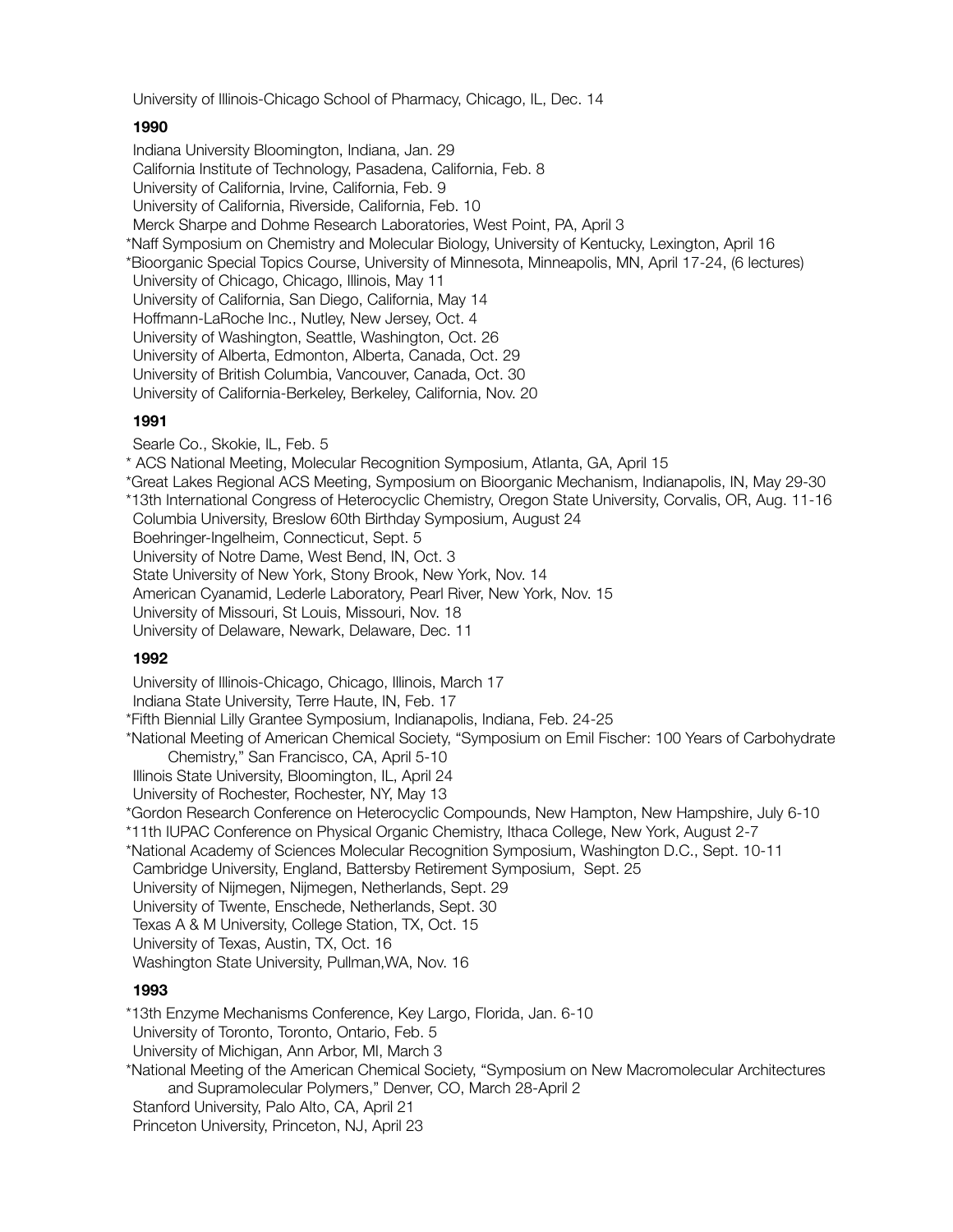University of Illinois-Chicago School of Pharmacy, Chicago, IL, Dec. 14

**1990**

Indiana University Bloomington, Indiana, Jan. 29
California Institute of Technology, Pasadena, California, Feb. 8
University of California, Irvine, California, Feb. 9
University of California, Riverside, California, Feb. 10
Merck Sharpe and Dohme Research Laboratories, West Point, PA, April 3
*Naff Symposium on Chemistry and Molecular Biology, University of Kentucky, Lexington, April 16
*Bioorganic Special Topics Course, University of Minnesota, Minneapolis, MN, April 17-24, (6 lectures)
University of Chicago, Chicago, Illinois, May 11
University of California, San Diego, California, May 14
Hoffmann-LaRoche Inc., Nutley, New Jersey, Oct. 4
University of Washington, Seattle, Washington, Oct. 26
University of Alberta, Edmonton, Alberta, Canada, Oct. 29
University of British Columbia, Vancouver, Canada, Oct. 30
University of California-Berkeley, Berkeley, California, Nov. 20

**1991**

Searle Co., Skokie, IL, Feb. 5
* ACS National Meeting, Molecular Recognition Symposium, Atlanta, GA, April 15
*Great Lakes Regional ACS Meeting, Symposium on Bioorganic Mechanism, Indianapolis, IN, May 29-30
*13th International Congress of Heterocyclic Chemistry, Oregon State University, Corvalis, OR, Aug. 11-16
Columbia University, Breslow 60th Birthday Symposium, August 24
Boehringer-Ingelheim, Connecticut, Sept. 5
University of Notre Dame, West Bend, IN, Oct. 3
State University of New York, Stony Brook, New York, Nov. 14
American Cyanamid, Lederle Laboratory, Pearl River, New York, Nov. 15
University of Missouri, St Louis, Missouri, Nov. 18
University of Delaware, Newark, Delaware, Dec. 11

**1992**

University of Illinois-Chicago, Chicago, Illinois, March 17
Indiana State University, Terre Haute, IN, Feb. 17
*Fifth Biennial Lilly Grantee Symposium, Indianapolis, Indiana, Feb. 24-25
*National Meeting of American Chemical Society, "Symposium on Emil Fischer: 100 Years of Carbohydrate Chemistry," San Francisco, CA, April 5-10
Illinois State University, Bloomington, IL, April 24
University of Rochester, Rochester, NY, May 13
*Gordon Research Conference on Heterocyclic Compounds, New Hampton, New Hampshire, July 6-10
*11th IUPAC Conference on Physical Organic Chemistry, Ithaca College, New York, August 2-7
*National Academy of Sciences Molecular Recognition Symposium, Washington D.C., Sept. 10-11
Cambridge University, England, Battersby Retirement Symposium, Sept. 25
University of Nijmegen, Nijmegen, Netherlands, Sept. 29
University of Twente, Enschede, Netherlands, Sept. 30
Texas A & M University, College Station, TX, Oct. 15
University of Texas, Austin, TX, Oct. 16
Washington State University, Pullman,WA, Nov. 16

**1993**

*13th Enzyme Mechanisms Conference, Key Largo, Florida, Jan. 6-10
University of Toronto, Toronto, Ontario, Feb. 5
University of Michigan, Ann Arbor, MI, March 3
*National Meeting of the American Chemical Society, "Symposium on New Macromolecular Architectures and Supramolecular Polymers," Denver, CO, March 28-April 2
Stanford University, Palo Alto, CA, April 21
Princeton University, Princeton, NJ, April 23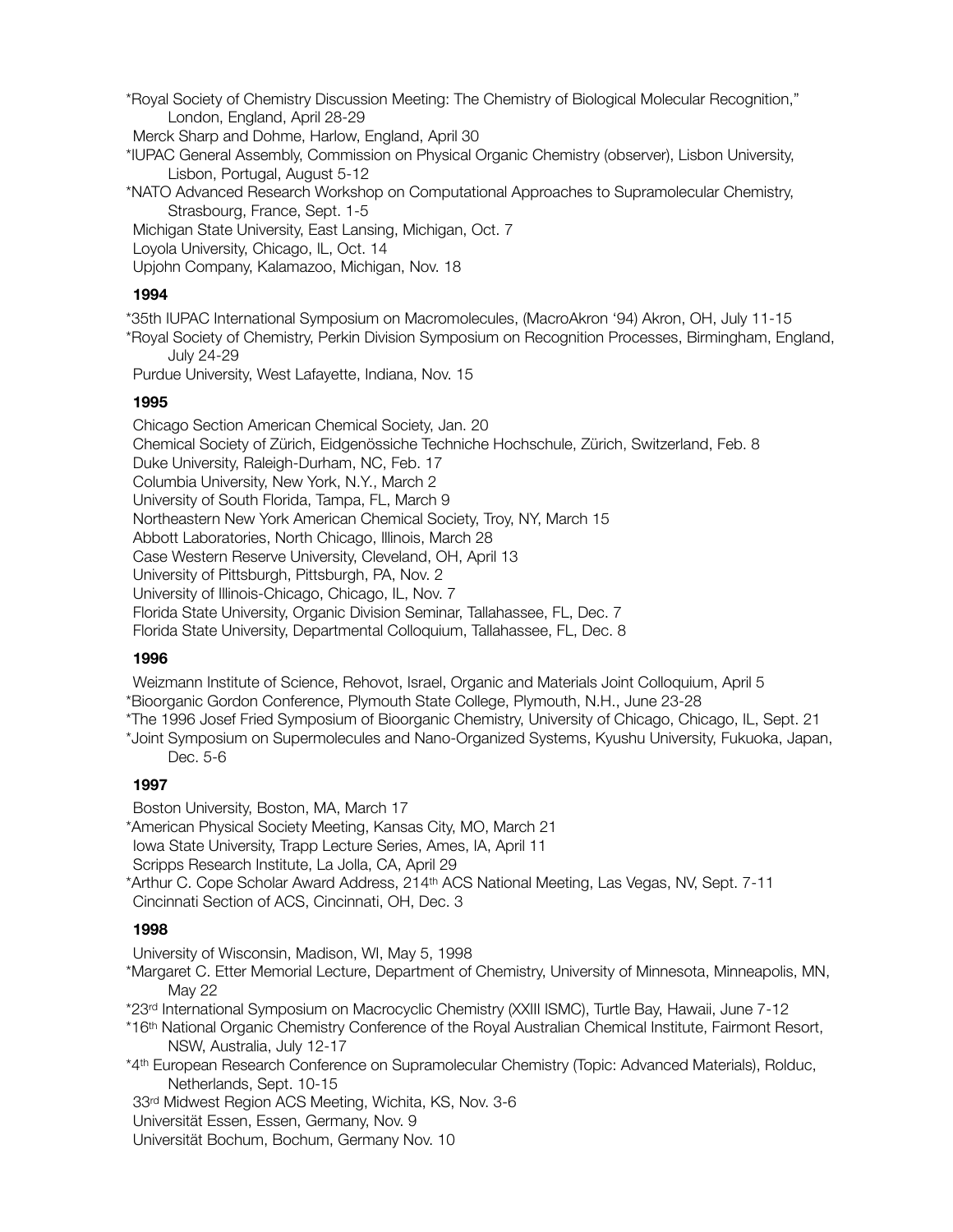*Royal Society of Chemistry Discussion Meeting: The Chemistry of Biological Molecular Recognition," London, England, April 28-29

Merck Sharp and Dohme, Harlow, England, April 30

*IUPAC General Assembly, Commission on Physical Organic Chemistry (observer), Lisbon University, Lisbon, Portugal, August 5-12

*NATO Advanced Research Workshop on Computational Approaches to Supramolecular Chemistry, Strasbourg, France, Sept. 1-5

Michigan State University, East Lansing, Michigan, Oct. 7

Loyola University, Chicago, IL, Oct. 14

Upjohn Company, Kalamazoo, Michigan, Nov. 18

**1994**

*35th IUPAC International Symposium on Macromolecules, (MacroAkron '94) Akron, OH, July 11-15

*Royal Society of Chemistry, Perkin Division Symposium on Recognition Processes, Birmingham, England, July 24-29

Purdue University, West Lafayette, Indiana, Nov. 15

**1995**

Chicago Section American Chemical Society, Jan. 20

Chemical Society of Zürich, Eidgenössiche Techniche Hochschule, Zürich, Switzerland, Feb. 8

Duke University, Raleigh-Durham, NC, Feb. 17

Columbia University, New York, N.Y., March 2

University of South Florida, Tampa, FL, March 9

Northeastern New York American Chemical Society, Troy, NY, March 15

Abbott Laboratories, North Chicago, Illinois, March 28

Case Western Reserve University, Cleveland, OH, April 13

University of Pittsburgh, Pittsburgh, PA, Nov. 2

University of Illinois-Chicago, Chicago, IL, Nov. 7

Florida State University, Organic Division Seminar, Tallahassee, FL, Dec. 7

Florida State University, Departmental Colloquium, Tallahassee, FL, Dec. 8

**1996**

Weizmann Institute of Science, Rehovot, Israel, Organic and Materials Joint Colloquium, April 5

*Bioorganic Gordon Conference, Plymouth State College, Plymouth, N.H., June 23-28

*The 1996 Josef Fried Symposium of Bioorganic Chemistry, University of Chicago, Chicago, IL, Sept. 21

*Joint Symposium on Supermolecules and Nano-Organized Systems, Kyushu University, Fukuoka, Japan, Dec. 5-6

**1997**

Boston University, Boston, MA, March 17

*American Physical Society Meeting, Kansas City, MO, March 21

Iowa State University, Trapp Lecture Series, Ames, IA, April 11

Scripps Research Institute, La Jolla, CA, April 29

*Arthur C. Cope Scholar Award Address, 214th ACS National Meeting, Las Vegas, NV, Sept. 7-11

Cincinnati Section of ACS, Cincinnati, OH, Dec. 3

**1998**

University of Wisconsin, Madison, WI, May 5, 1998

*Margaret C. Etter Memorial Lecture, Department of Chemistry, University of Minnesota, Minneapolis, MN, May 22

*23rd International Symposium on Macrocyclic Chemistry (XXIII ISMC), Turtle Bay, Hawaii, June 7-12

*16th National Organic Chemistry Conference of the Royal Australian Chemical Institute, Fairmont Resort, NSW, Australia, July 12-17

*4th European Research Conference on Supramolecular Chemistry (Topic: Advanced Materials), Rolduc, Netherlands, Sept. 10-15

33rd Midwest Region ACS Meeting, Wichita, KS, Nov. 3-6

Universität Essen, Essen, Germany, Nov. 9

Universität Bochum, Bochum, Germany Nov. 10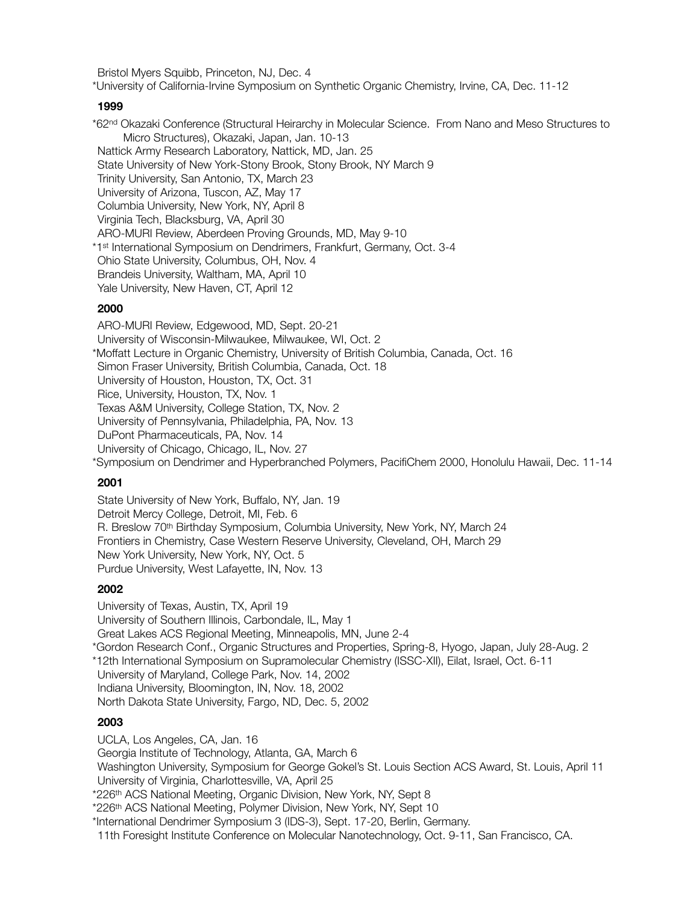Bristol Myers Squibb, Princeton, NJ, Dec. 4
*University of California-Irvine Symposium on Synthetic Organic Chemistry, Irvine, CA, Dec. 11-12

**1999**

*62nd Okazaki Conference (Structural Heirarchy in Molecular Science. From Nano and Meso Structures to Micro Structures), Okazaki, Japan, Jan. 10-13
Nattick Army Research Laboratory, Nattick, MD, Jan. 25
State University of New York-Stony Brook, Stony Brook, NY March 9
Trinity University, San Antonio, TX, March 23
University of Arizona, Tuscon, AZ, May 17
Columbia University, New York, NY, April 8
Virginia Tech, Blacksburg, VA, April 30
ARO-MURI Review, Aberdeen Proving Grounds, MD, May 9-10
*1st International Symposium on Dendrimers, Frankfurt, Germany, Oct. 3-4
Ohio State University, Columbus, OH, Nov. 4
Brandeis University, Waltham, MA, April 10
Yale University, New Haven, CT, April 12

**2000**

ARO-MURI Review, Edgewood, MD, Sept. 20-21
University of Wisconsin-Milwaukee, Milwaukee, WI, Oct. 2
*Moffatt Lecture in Organic Chemistry, University of British Columbia, Canada, Oct. 16
Simon Fraser University, British Columbia, Canada, Oct. 18
University of Houston, Houston, TX, Oct. 31
Rice, University, Houston, TX, Nov. 1
Texas A&M University, College Station, TX, Nov. 2
University of Pennsylvania, Philadelphia, PA, Nov. 13
DuPont Pharmaceuticals, PA, Nov. 14
University of Chicago, Chicago, IL, Nov. 27
*Symposium on Dendrimer and Hyperbranched Polymers, PacifiChem 2000, Honolulu Hawaii, Dec. 11-14

**2001**

State University of New York, Buffalo, NY, Jan. 19
Detroit Mercy College, Detroit, MI, Feb. 6
R. Breslow 70th Birthday Symposium, Columbia University, New York, NY, March 24
Frontiers in Chemistry, Case Western Reserve University, Cleveland, OH, March 29
New York University, New York, NY, Oct. 5
Purdue University, West Lafayette, IN, Nov. 13

**2002**

University of Texas, Austin, TX, April 19
University of Southern Illinois, Carbondale, IL, May 1
Great Lakes ACS Regional Meeting, Minneapolis, MN, June 2-4
*Gordon Research Conf., Organic Structures and Properties, Spring-8, Hyogo, Japan, July 28-Aug. 2
*12th International Symposium on Supramolecular Chemistry (ISSC-XII), Eilat, Israel, Oct. 6-11
University of Maryland, College Park, Nov. 14, 2002
Indiana University, Bloomington, IN, Nov. 18, 2002
North Dakota State University, Fargo, ND, Dec. 5, 2002

**2003**

UCLA, Los Angeles, CA, Jan. 16
Georgia Institute of Technology, Atlanta, GA, March 6
Washington University, Symposium for George Gokel's St. Louis Section ACS Award, St. Louis, April 11
University of Virginia, Charlottesville, VA, April 25
*226th ACS National Meeting, Organic Division, New York, NY, Sept 8
*226th ACS National Meeting, Polymer Division, New York, NY, Sept 10
*International Dendrimer Symposium 3 (IDS-3), Sept. 17-20, Berlin, Germany.
11th Foresight Institute Conference on Molecular Nanotechnology, Oct. 9-11, San Francisco, CA.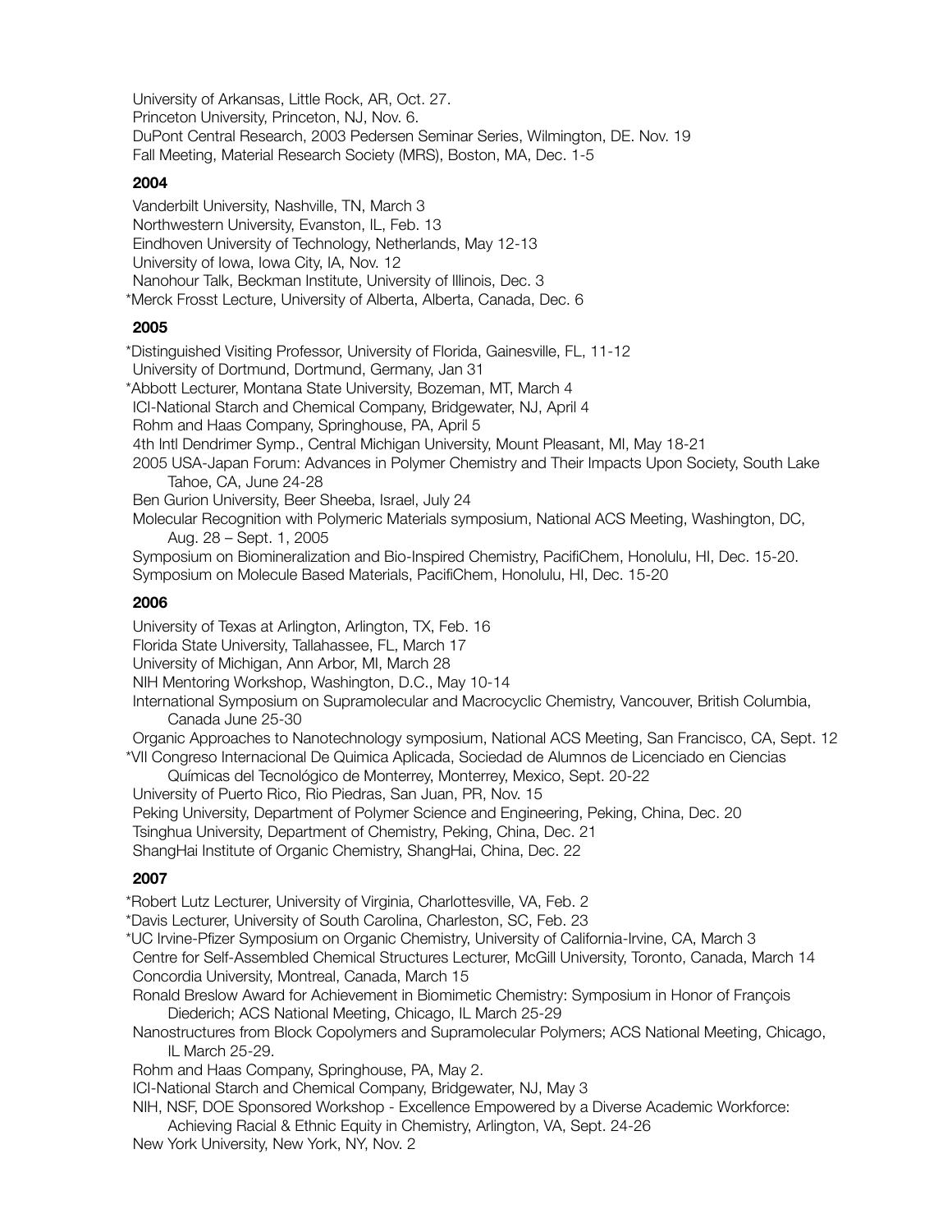University of Arkansas, Little Rock, AR, Oct. 27.
Princeton University, Princeton, NJ, Nov. 6.
DuPont Central Research, 2003 Pedersen Seminar Series, Wilmington, DE. Nov. 19
Fall Meeting, Material Research Society (MRS), Boston, MA, Dec. 1-5

**2004**

Vanderbilt University, Nashville, TN, March 3
Northwestern University, Evanston, IL, Feb. 13
Eindhoven University of Technology, Netherlands, May 12-13
University of Iowa, Iowa City, IA, Nov. 12
Nanohour Talk, Beckman Institute, University of Illinois, Dec. 3
*Merck Frosst Lecture, University of Alberta, Alberta, Canada, Dec. 6

**2005**

*Distinguished Visiting Professor, University of Florida, Gainesville, FL, 11-12
University of Dortmund, Dortmund, Germany, Jan 31
*Abbott Lecturer, Montana State University, Bozeman, MT, March 4
ICI-National Starch and Chemical Company, Bridgewater, NJ, April 4
Rohm and Haas Company, Springhouse, PA, April 5
4th Intl Dendrimer Symp., Central Michigan University, Mount Pleasant, MI, May 18-21
2005 USA-Japan Forum: Advances in Polymer Chemistry and Their Impacts Upon Society, South Lake Tahoe, CA, June 24-28
Ben Gurion University, Beer Sheeba, Israel, July 24
Molecular Recognition with Polymeric Materials symposium, National ACS Meeting, Washington, DC, Aug. 28 – Sept. 1, 2005
Symposium on Biomineralization and Bio-Inspired Chemistry, PacifiChem, Honolulu, HI, Dec. 15-20.
Symposium on Molecule Based Materials, PacifiChem, Honolulu, HI, Dec. 15-20

**2006**

University of Texas at Arlington, Arlington, TX, Feb. 16
Florida State University, Tallahassee, FL, March 17
University of Michigan, Ann Arbor, MI, March 28
NIH Mentoring Workshop, Washington, D.C., May 10-14
International Symposium on Supramolecular and Macrocyclic Chemistry, Vancouver, British Columbia, Canada June 25-30
Organic Approaches to Nanotechnology symposium, National ACS Meeting, San Francisco, CA, Sept. 12
*VII Congreso Internacional De Quimica Aplicada, Sociedad de Alumnos de Licenciado en Ciencias Químicas del Tecnológico de Monterrey, Monterrey, Mexico, Sept. 20-22
University of Puerto Rico, Rio Piedras, San Juan, PR, Nov. 15
Peking University, Department of Polymer Science and Engineering, Peking, China, Dec. 20
Tsinghua University, Department of Chemistry, Peking, China, Dec. 21
ShangHai Institute of Organic Chemistry, ShangHai, China, Dec. 22

**2007**

*Robert Lutz Lecturer, University of Virginia, Charlottesville, VA, Feb. 2
*Davis Lecturer, University of South Carolina, Charleston, SC, Feb. 23
*UC Irvine-Pfizer Symposium on Organic Chemistry, University of California-Irvine, CA, March 3
Centre for Self-Assembled Chemical Structures Lecturer, McGill University, Toronto, Canada, March 14
Concordia University, Montreal, Canada, March 15
Ronald Breslow Award for Achievement in Biomimetic Chemistry: Symposium in Honor of François Diederich; ACS National Meeting, Chicago, IL March 25-29
Nanostructures from Block Copolymers and Supramolecular Polymers; ACS National Meeting, Chicago, IL March 25-29.
Rohm and Haas Company, Springhouse, PA, May 2.
ICI-National Starch and Chemical Company, Bridgewater, NJ, May 3
NIH, NSF, DOE Sponsored Workshop - Excellence Empowered by a Diverse Academic Workforce: Achieving Racial & Ethnic Equity in Chemistry, Arlington, VA, Sept. 24-26
New York University, New York, NY, Nov. 2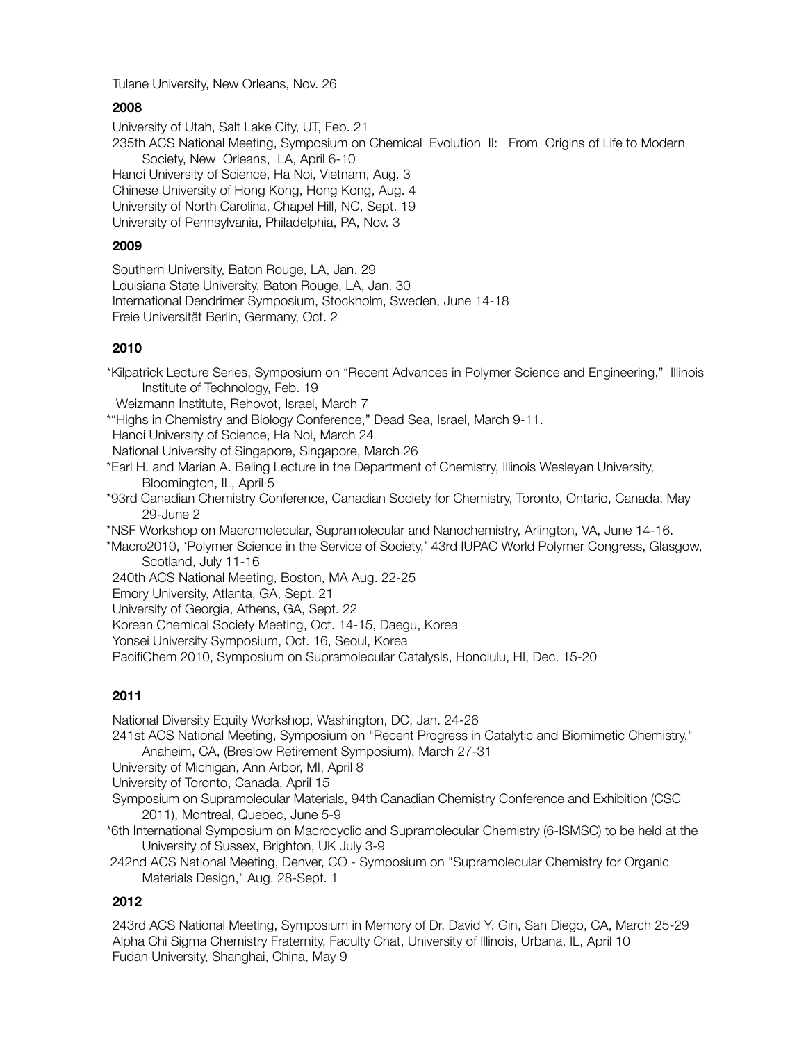Tulane University, New Orleans, Nov. 26

**2008**

University of Utah, Salt Lake City, UT, Feb. 21
235th ACS National Meeting, Symposium on Chemical Evolution II: From Origins of Life to Modern Society, New Orleans, LA, April 6-10
Hanoi University of Science, Ha Noi, Vietnam, Aug. 3
Chinese University of Hong Kong, Hong Kong, Aug. 4
University of North Carolina, Chapel Hill, NC, Sept. 19
University of Pennsylvania, Philadelphia, PA, Nov. 3

**2009**

Southern University, Baton Rouge, LA, Jan. 29
Louisiana State University, Baton Rouge, LA, Jan. 30
International Dendrimer Symposium, Stockholm, Sweden, June 14-18
Freie Universität Berlin, Germany, Oct. 2

**2010**

*Kilpatrick Lecture Series, Symposium on "Recent Advances in Polymer Science and Engineering," Illinois Institute of Technology, Feb. 19
Weizmann Institute, Rehovot, Israel, March 7
*"Highs in Chemistry and Biology Conference," Dead Sea, Israel, March 9-11.
Hanoi University of Science, Ha Noi, March 24
National University of Singapore, Singapore, March 26
*Earl H. and Marian A. Beling Lecture in the Department of Chemistry, Illinois Wesleyan University, Bloomington, IL, April 5
*93rd Canadian Chemistry Conference, Canadian Society for Chemistry, Toronto, Ontario, Canada, May 29-June 2
*NSF Workshop on Macromolecular, Supramolecular and Nanochemistry, Arlington, VA, June 14-16.
*Macro2010, 'Polymer Science in the Service of Society,' 43rd IUPAC World Polymer Congress, Glasgow, Scotland, July 11-16
240th ACS National Meeting, Boston, MA Aug. 22-25
Emory University, Atlanta, GA, Sept. 21
University of Georgia, Athens, GA, Sept. 22
Korean Chemical Society Meeting, Oct. 14-15, Daegu, Korea
Yonsei University Symposium, Oct. 16, Seoul, Korea
PacifiChem 2010, Symposium on Supramolecular Catalysis, Honolulu, HI, Dec. 15-20

**2011**

National Diversity Equity Workshop, Washington, DC, Jan. 24-26
241st ACS National Meeting, Symposium on "Recent Progress in Catalytic and Biomimetic Chemistry," Anaheim, CA, (Breslow Retirement Symposium), March 27-31
University of Michigan, Ann Arbor, MI, April 8
University of Toronto, Canada, April 15
Symposium on Supramolecular Materials, 94th Canadian Chemistry Conference and Exhibition (CSC 2011), Montreal, Quebec, June 5-9
*6th International Symposium on Macrocyclic and Supramolecular Chemistry (6-ISMSC) to be held at the University of Sussex, Brighton, UK July 3-9
242nd ACS National Meeting, Denver, CO - Symposium on "Supramolecular Chemistry for Organic Materials Design," Aug. 28-Sept. 1

**2012**

243rd ACS National Meeting, Symposium in Memory of Dr. David Y. Gin, San Diego, CA, March 25-29
Alpha Chi Sigma Chemistry Fraternity, Faculty Chat, University of Illinois, Urbana, IL, April 10
Fudan University, Shanghai, China, May 9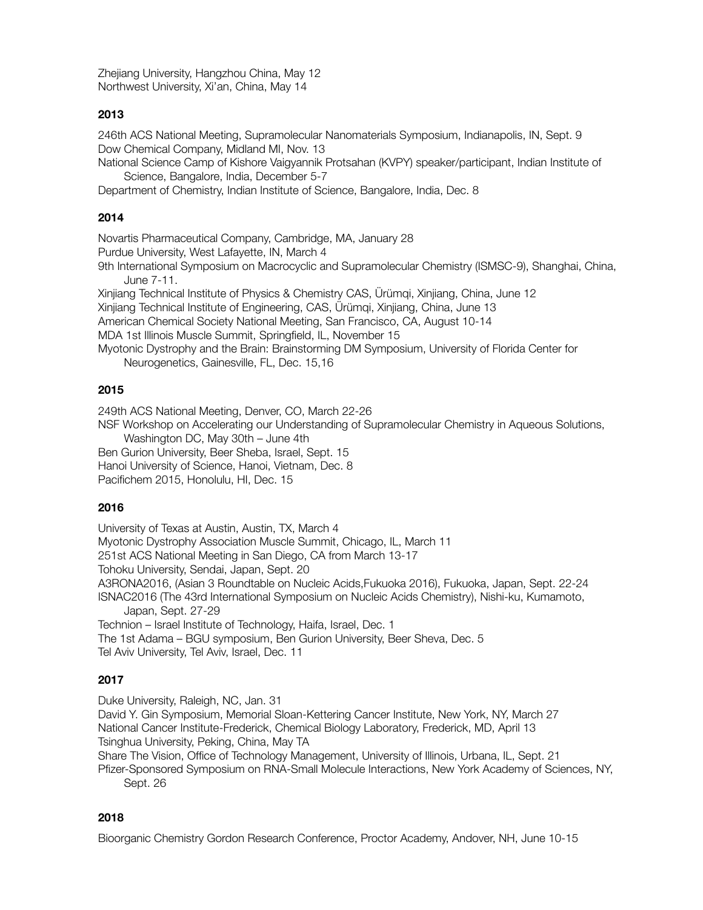Zhejiang University, Hangzhou China, May 12
Northwest University, Xi'an, China, May 14

### 2013

246th ACS National Meeting, Supramolecular Nanomaterials Symposium, Indianapolis, IN, Sept. 9
Dow Chemical Company, Midland MI, Nov. 13
National Science Camp of Kishore Vaigyannik Protsahan (KVPY) speaker/participant, Indian Institute of Science, Bangalore, India, December 5-7
Department of Chemistry, Indian Institute of Science, Bangalore, India, Dec. 8

### 2014

Novartis Pharmaceutical Company, Cambridge, MA, January 28
Purdue University, West Lafayette, IN, March 4
9th International Symposium on Macrocyclic and Supramolecular Chemistry (ISMSC-9), Shanghai, China, June 7-11.
Xinjiang Technical Institute of Physics & Chemistry CAS, Ürümqi, Xinjiang, China, June 12
Xinjiang Technical Institute of Engineering, CAS, Ürümqi, Xinjiang, China, June 13
American Chemical Society National Meeting, San Francisco, CA, August 10-14
MDA 1st Illinois Muscle Summit, Springfield, IL, November 15
Myotonic Dystrophy and the Brain: Brainstorming DM Symposium, University of Florida Center for Neurogenetics, Gainesville, FL, Dec. 15,16

### 2015

249th ACS National Meeting, Denver, CO, March 22-26
NSF Workshop on Accelerating our Understanding of Supramolecular Chemistry in Aqueous Solutions, Washington DC, May 30th – June 4th
Ben Gurion University, Beer Sheba, Israel, Sept. 15
Hanoi University of Science, Hanoi, Vietnam, Dec. 8
Pacifichem 2015, Honolulu, HI, Dec. 15

### 2016

University of Texas at Austin, Austin, TX, March 4
Myotonic Dystrophy Association Muscle Summit, Chicago, IL, March 11
251st ACS National Meeting in San Diego, CA from March 13-17
Tohoku University, Sendai, Japan, Sept. 20
A3RONA2016, (Asian 3 Roundtable on Nucleic Acids,Fukuoka 2016), Fukuoka, Japan, Sept. 22-24
ISNAC2016 (The 43rd International Symposium on Nucleic Acids Chemistry), Nishi-ku, Kumamoto, Japan, Sept. 27-29
Technion – Israel Institute of Technology, Haifa, Israel, Dec. 1
The 1st Adama – BGU symposium, Ben Gurion University, Beer Sheva, Dec. 5
Tel Aviv University, Tel Aviv, Israel, Dec. 11

### 2017

Duke University, Raleigh, NC, Jan. 31
David Y. Gin Symposium, Memorial Sloan-Kettering Cancer Institute, New York, NY, March 27
National Cancer Institute-Frederick, Chemical Biology Laboratory, Frederick, MD, April 13
Tsinghua University, Peking, China, May TA
Share The Vision, Office of Technology Management, University of Illinois, Urbana, IL, Sept. 21
Pfizer-Sponsored Symposium on RNA-Small Molecule Interactions, New York Academy of Sciences, NY, Sept. 26

### 2018

Bioorganic Chemistry Gordon Research Conference, Proctor Academy, Andover, NH, June 10-15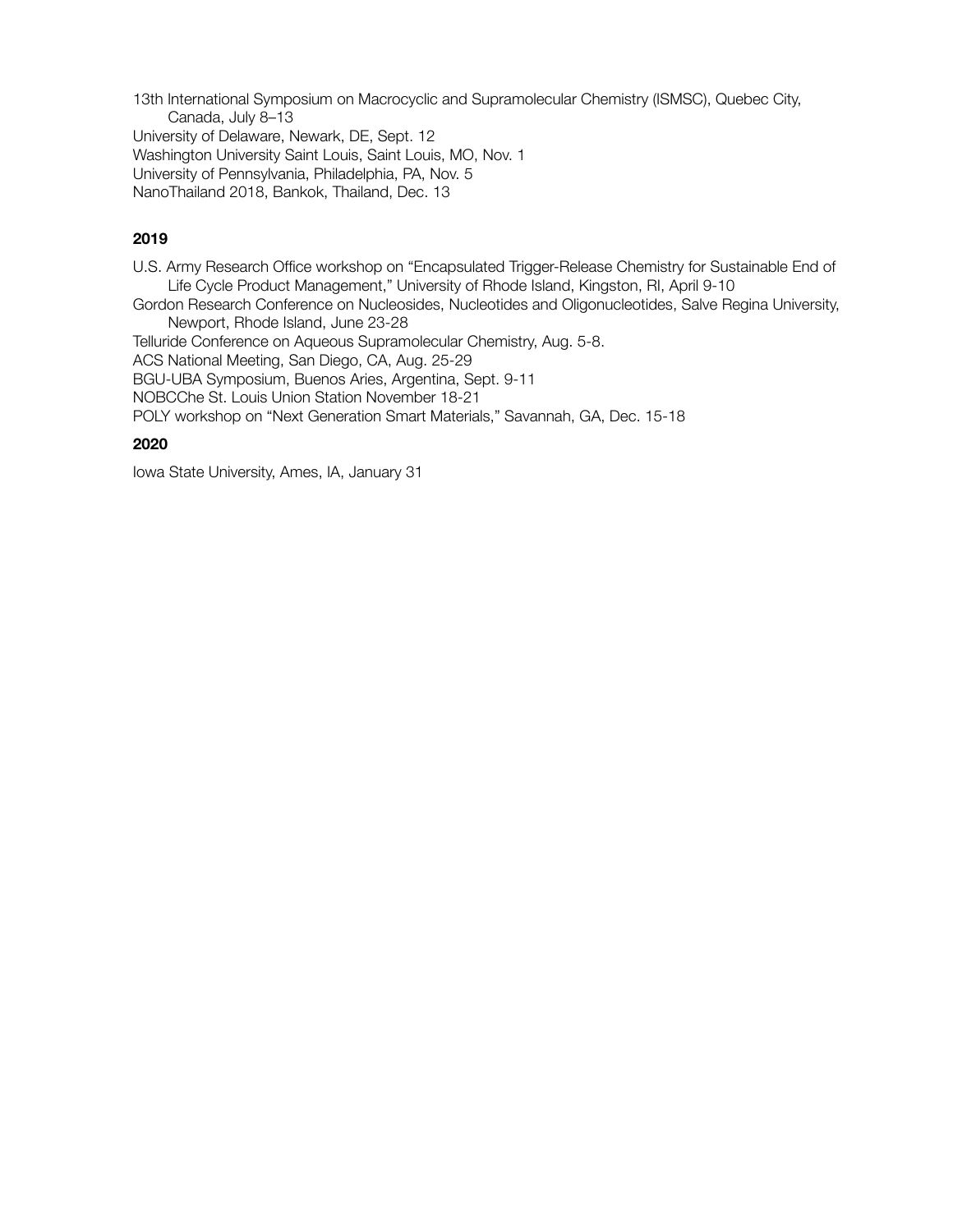13th International Symposium on Macrocyclic and Supramolecular Chemistry (ISMSC), Quebec City, Canada, July 8–13
University of Delaware, Newark, DE, Sept. 12
Washington University Saint Louis, Saint Louis, MO, Nov. 1
University of Pennsylvania, Philadelphia, PA, Nov. 5
NanoThailand 2018, Bankok, Thailand, Dec. 13

**2019**

U.S. Army Research Office workshop on "Encapsulated Trigger-Release Chemistry for Sustainable End of Life Cycle Product Management," University of Rhode Island, Kingston, RI, April 9-10
Gordon Research Conference on Nucleosides, Nucleotides and Oligonucleotides, Salve Regina University, Newport, Rhode Island, June 23-28
Telluride Conference on Aqueous Supramolecular Chemistry, Aug. 5-8.
ACS National Meeting, San Diego, CA, Aug. 25-29
BGU-UBA Symposium, Buenos Aries, Argentina, Sept. 9-11
NOBCChe St. Louis Union Station November 18-21
POLY workshop on "Next Generation Smart Materials," Savannah, GA, Dec. 15-18

**2020**

Iowa State University, Ames, IA, January 31